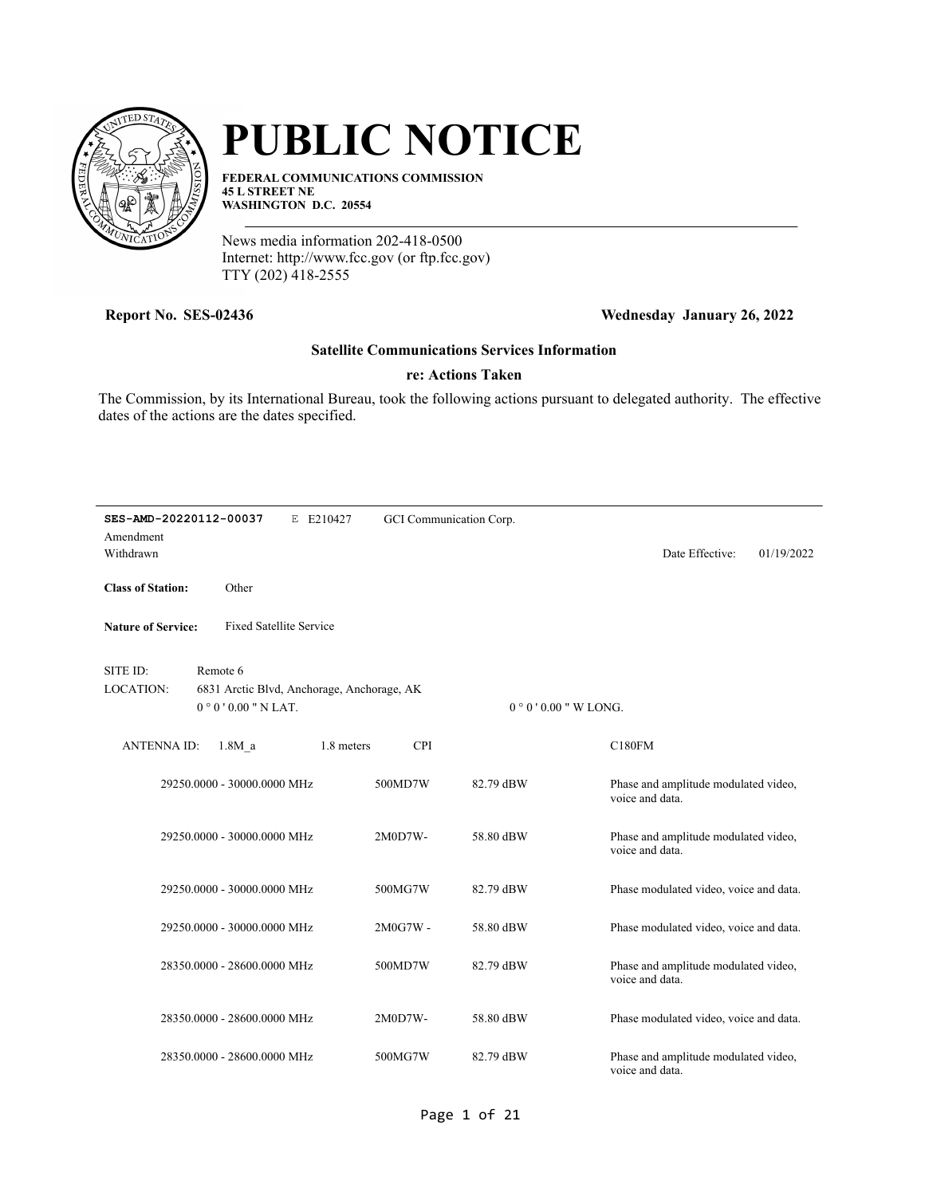# PUBLIC NOTICE

**FEDERAL COMMUNICATIONS COMMISSION**
**45 L STREET NE**
**WASHINGTON D.C. 20554**

News media information 202-418-0500
Internet: http://www.fcc.gov (or ftp.fcc.gov)
TTY (202) 418-2555

**Report No. SES-02436** **Wednesday January 26, 2022**

**Satellite Communications Services Information**

**re: Actions Taken**

The Commission, by its International Bureau, took the following actions pursuant to delegated authority. The effective dates of the actions are the dates specified.

---

**SES-AMD-20220112-00037** E E210427 GCI Communication Corp.
Amendment
Withdrawn

Date Effective: 01/19/2022

**Class of Station:** Other

**Nature of Service:** Fixed Satellite Service

SITE ID: Remote 6
LOCATION: 6831 Arctic Blvd, Anchorage, Anchorage, AK
0 ° 0 ' 0.00 " N LAT. 0 ° 0 ' 0.00 " W LONG.

ANTENNA ID: 1.8M_a 1.8 meters CPI C180FM

| Frequency | Emission | Power | Description |
|---|---|---|---|
| 29250.0000 - 30000.0000 MHz | 500MD7W | 82.79 dBW | Phase and amplitude modulated video, voice and data. |
| 29250.0000 - 30000.0000 MHz | 2M0D7W- | 58.80 dBW | Phase and amplitude modulated video, voice and data. |
| 29250.0000 - 30000.0000 MHz | 500MG7W | 82.79 dBW | Phase modulated video, voice and data. |
| 29250.0000 - 30000.0000 MHz | 2M0G7W - | 58.80 dBW | Phase modulated video, voice and data. |
| 28350.0000 - 28600.0000 MHz | 500MD7W | 82.79 dBW | Phase and amplitude modulated video, voice and data. |
| 28350.0000 - 28600.0000 MHz | 2M0D7W- | 58.80 dBW | Phase modulated video, voice and data. |
| 28350.0000 - 28600.0000 MHz | 500MG7W | 82.79 dBW | Phase and amplitude modulated video, voice and data. |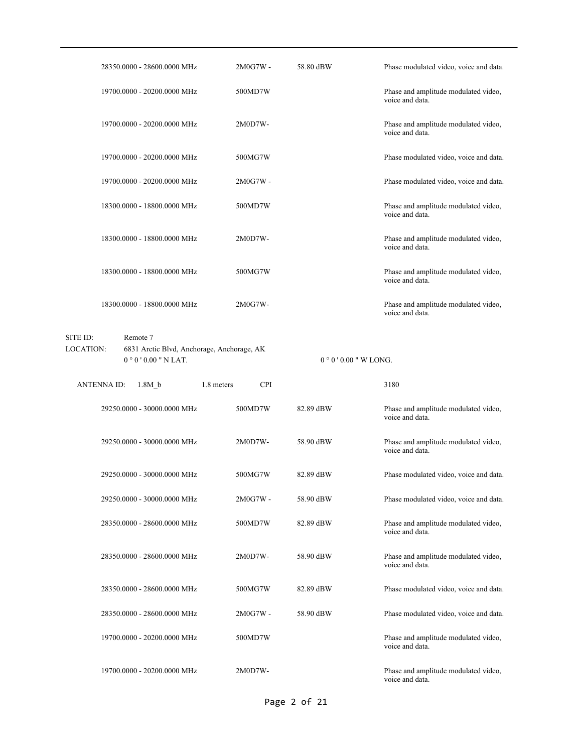| | | | |
|---|---|---|---|
| 28350.0000 - 28600.0000 MHz | 2M0G7W - | 58.80 dBW | Phase modulated video, voice and data. |
| 19700.0000 - 20200.0000 MHz | 500MD7W | | Phase and amplitude modulated video, voice and data. |
| 19700.0000 - 20200.0000 MHz | 2M0D7W- | | Phase and amplitude modulated video, voice and data. |
| 19700.0000 - 20200.0000 MHz | 500MG7W | | Phase modulated video, voice and data. |
| 19700.0000 - 20200.0000 MHz | 2M0G7W - | | Phase modulated video, voice and data. |
| 18300.0000 - 18800.0000 MHz | 500MD7W | | Phase and amplitude modulated video, voice and data. |
| 18300.0000 - 18800.0000 MHz | 2M0D7W- | | Phase and amplitude modulated video, voice and data. |
| 18300.0000 - 18800.0000 MHz | 500MG7W | | Phase and amplitude modulated video, voice and data. |
| 18300.0000 - 18800.0000 MHz | 2M0G7W- | | Phase and amplitude modulated video, voice and data. |

SITE ID: Remote 7

LOCATION: 6831 Arctic Blvd, Anchorage, Anchorage, AK

0 ° 0 ' 0.00 " N LAT. 0 ° 0 ' 0.00 " W LONG.

ANTENNA ID: 1.8M_b 1.8 meters CPI 3180

| | | | |
|---|---|---|---|
| 29250.0000 - 30000.0000 MHz | 500MD7W | 82.89 dBW | Phase and amplitude modulated video, voice and data. |
| 29250.0000 - 30000.0000 MHz | 2M0D7W- | 58.90 dBW | Phase and amplitude modulated video, voice and data. |
| 29250.0000 - 30000.0000 MHz | 500MG7W | 82.89 dBW | Phase modulated video, voice and data. |
| 29250.0000 - 30000.0000 MHz | 2M0G7W - | 58.90 dBW | Phase modulated video, voice and data. |
| 28350.0000 - 28600.0000 MHz | 500MD7W | 82.89 dBW | Phase and amplitude modulated video, voice and data. |
| 28350.0000 - 28600.0000 MHz | 2M0D7W- | 58.90 dBW | Phase and amplitude modulated video, voice and data. |
| 28350.0000 - 28600.0000 MHz | 500MG7W | 82.89 dBW | Phase modulated video, voice and data. |
| 28350.0000 - 28600.0000 MHz | 2M0G7W - | 58.90 dBW | Phase modulated video, voice and data. |
| 19700.0000 - 20200.0000 MHz | 500MD7W | | Phase and amplitude modulated video, voice and data. |
| 19700.0000 - 20200.0000 MHz | 2M0D7W- | | Phase and amplitude modulated video, voice and data. |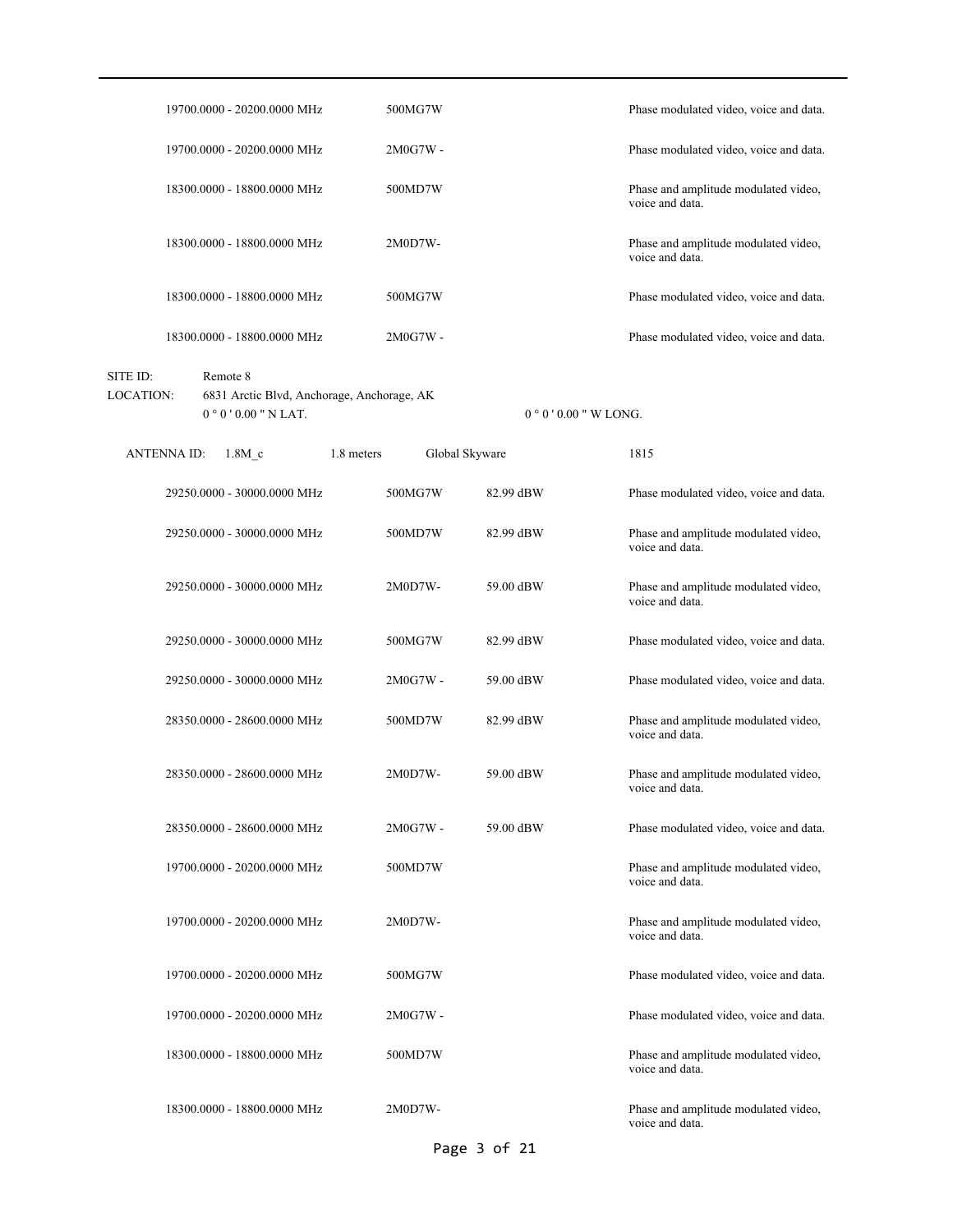| | | | |
|---|---|---|---|
| 19700.0000 - 20200.0000 MHz | 500MG7W | | Phase modulated video, voice and data. |
| 19700.0000 - 20200.0000 MHz | 2M0G7W - | | Phase modulated video, voice and data. |
| 18300.0000 - 18800.0000 MHz | 500MD7W | | Phase and amplitude modulated video, voice and data. |
| 18300.0000 - 18800.0000 MHz | 2M0D7W- | | Phase and amplitude modulated video, voice and data. |
| 18300.0000 - 18800.0000 MHz | 500MG7W | | Phase modulated video, voice and data. |
| 18300.0000 - 18800.0000 MHz | 2M0G7W - | | Phase modulated video, voice and data. |

SITE ID: Remote 8

LOCATION: 6831 Arctic Blvd, Anchorage, Anchorage, AK

0 ° 0 ' 0.00 " N LAT. 0 ° 0 ' 0.00 " W LONG.

ANTENNA ID: 1.8M_c 1.8 meters Global Skyware 1815

| | | | |
|---|---|---|---|
| 29250.0000 - 30000.0000 MHz | 500MG7W | 82.99 dBW | Phase modulated video, voice and data. |
| 29250.0000 - 30000.0000 MHz | 500MD7W | 82.99 dBW | Phase and amplitude modulated video, voice and data. |
| 29250.0000 - 30000.0000 MHz | 2M0D7W- | 59.00 dBW | Phase and amplitude modulated video, voice and data. |
| 29250.0000 - 30000.0000 MHz | 500MG7W | 82.99 dBW | Phase modulated video, voice and data. |
| 29250.0000 - 30000.0000 MHz | 2M0G7W - | 59.00 dBW | Phase modulated video, voice and data. |
| 28350.0000 - 28600.0000 MHz | 500MD7W | 82.99 dBW | Phase and amplitude modulated video, voice and data. |
| 28350.0000 - 28600.0000 MHz | 2M0D7W- | 59.00 dBW | Phase and amplitude modulated video, voice and data. |
| 28350.0000 - 28600.0000 MHz | 2M0G7W - | 59.00 dBW | Phase modulated video, voice and data. |
| 19700.0000 - 20200.0000 MHz | 500MD7W | | Phase and amplitude modulated video, voice and data. |
| 19700.0000 - 20200.0000 MHz | 2M0D7W- | | Phase and amplitude modulated video, voice and data. |
| 19700.0000 - 20200.0000 MHz | 500MG7W | | Phase modulated video, voice and data. |
| 19700.0000 - 20200.0000 MHz | 2M0G7W - | | Phase modulated video, voice and data. |
| 18300.0000 - 18800.0000 MHz | 500MD7W | | Phase and amplitude modulated video, voice and data. |
| 18300.0000 - 18800.0000 MHz | 2M0D7W- | | Phase and amplitude modulated video, voice and data. |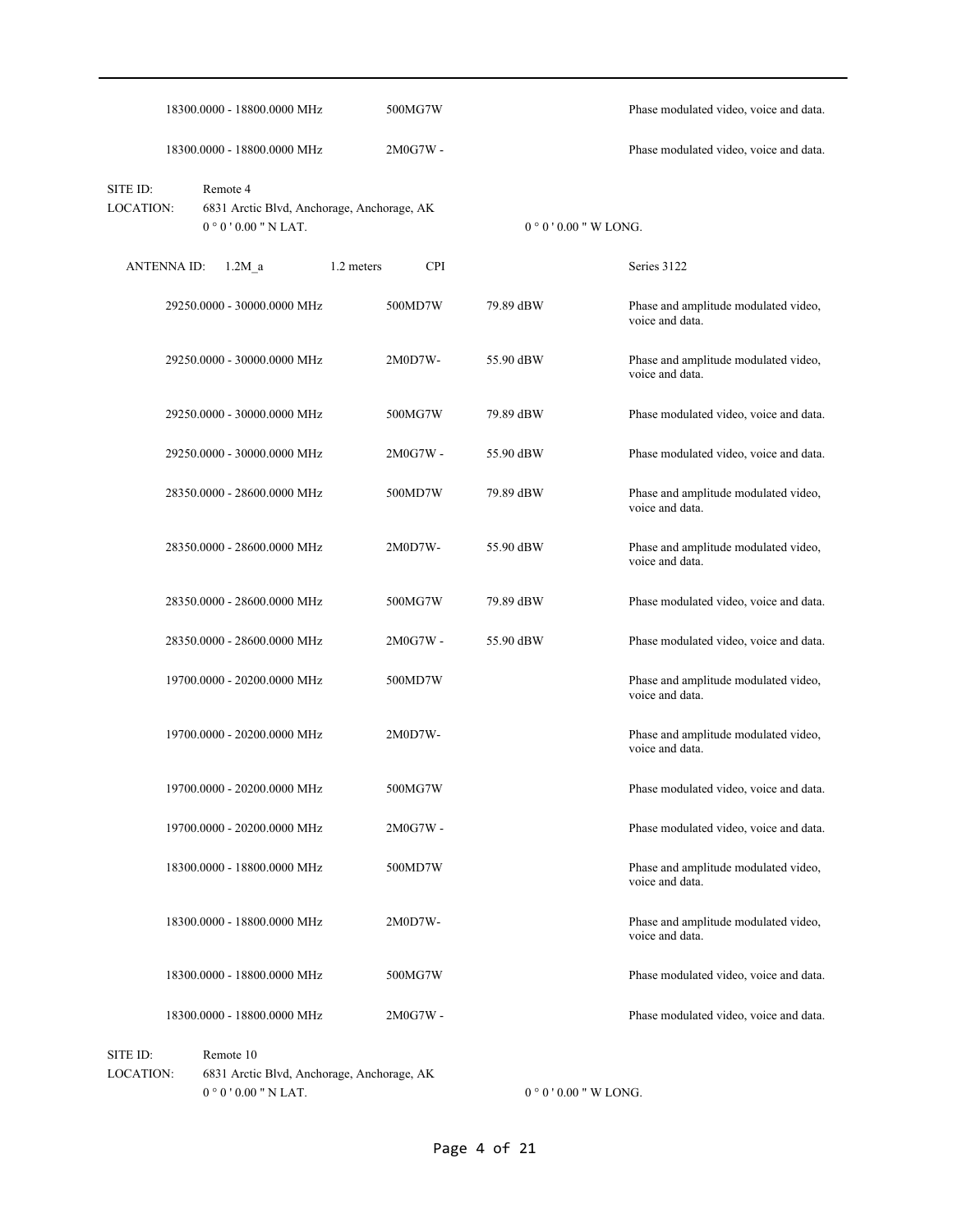| | | | |
|---|---|---|---|
| 18300.0000 - 18800.0000 MHz | 500MG7W | | Phase modulated video, voice and data. |
| 18300.0000 - 18800.0000 MHz | 2M0G7W - | | Phase modulated video, voice and data. |

SITE ID: Remote 4

LOCATION: 6831 Arctic Blvd, Anchorage, Anchorage, AK

0 ° 0 ' 0.00 " N LAT. 0 ° 0 ' 0.00 " W LONG.

ANTENNA ID: 1.2M_a 1.2 meters CPI Series 3122

| | | | |
|---|---|---|---|
| 29250.0000 - 30000.0000 MHz | 500MD7W | 79.89 dBW | Phase and amplitude modulated video, voice and data. |
| 29250.0000 - 30000.0000 MHz | 2M0D7W- | 55.90 dBW | Phase and amplitude modulated video, voice and data. |
| 29250.0000 - 30000.0000 MHz | 500MG7W | 79.89 dBW | Phase modulated video, voice and data. |
| 29250.0000 - 30000.0000 MHz | 2M0G7W - | 55.90 dBW | Phase modulated video, voice and data. |
| 28350.0000 - 28600.0000 MHz | 500MD7W | 79.89 dBW | Phase and amplitude modulated video, voice and data. |
| 28350.0000 - 28600.0000 MHz | 2M0D7W- | 55.90 dBW | Phase and amplitude modulated video, voice and data. |
| 28350.0000 - 28600.0000 MHz | 500MG7W | 79.89 dBW | Phase modulated video, voice and data. |
| 28350.0000 - 28600.0000 MHz | 2M0G7W - | 55.90 dBW | Phase modulated video, voice and data. |
| 19700.0000 - 20200.0000 MHz | 500MD7W | | Phase and amplitude modulated video, voice and data. |
| 19700.0000 - 20200.0000 MHz | 2M0D7W- | | Phase and amplitude modulated video, voice and data. |
| 19700.0000 - 20200.0000 MHz | 500MG7W | | Phase modulated video, voice and data. |
| 19700.0000 - 20200.0000 MHz | 2M0G7W - | | Phase modulated video, voice and data. |
| 18300.0000 - 18800.0000 MHz | 500MD7W | | Phase and amplitude modulated video, voice and data. |
| 18300.0000 - 18800.0000 MHz | 2M0D7W- | | Phase and amplitude modulated video, voice and data. |
| 18300.0000 - 18800.0000 MHz | 500MG7W | | Phase modulated video, voice and data. |
| 18300.0000 - 18800.0000 MHz | 2M0G7W - | | Phase modulated video, voice and data. |

SITE ID: Remote 10

LOCATION: 6831 Arctic Blvd, Anchorage, Anchorage, AK

0 ° 0 ' 0.00 " N LAT. 0 ° 0 ' 0.00 " W LONG.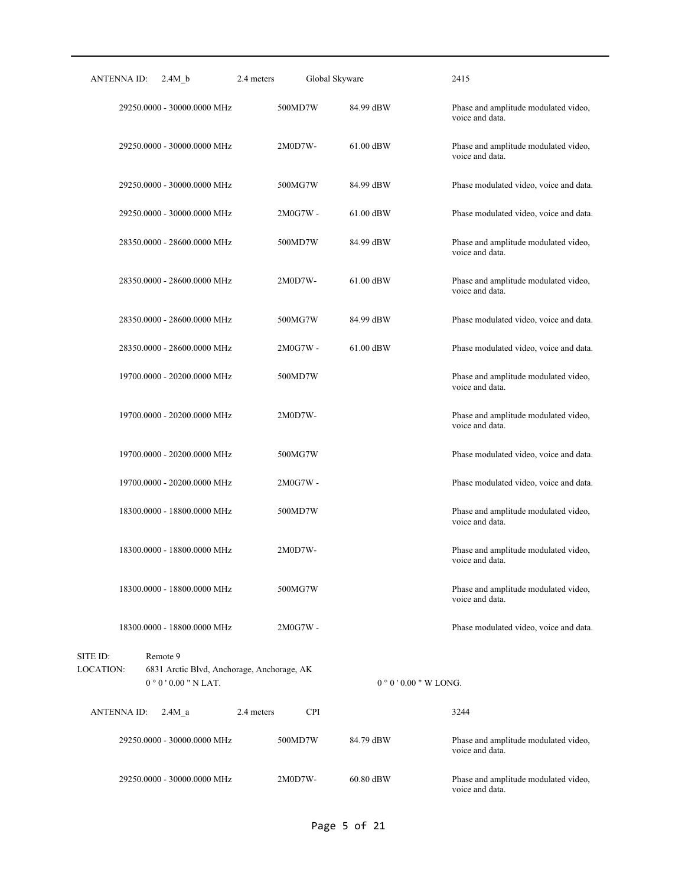| ANTENNA ID: | 2.4M_b | 2.4 meters | Global Skyware | 2415 |
|---|---|---|---|---|
| 29250.0000 - 30000.0000 MHz | | 500MD7W | 84.99 dBW | Phase and amplitude modulated video, voice and data. |
| 29250.0000 - 30000.0000 MHz | | 2M0D7W- | 61.00 dBW | Phase and amplitude modulated video, voice and data. |
| 29250.0000 - 30000.0000 MHz | | 500MG7W | 84.99 dBW | Phase modulated video, voice and data. |
| 29250.0000 - 30000.0000 MHz | | 2M0G7W - | 61.00 dBW | Phase modulated video, voice and data. |
| 28350.0000 - 28600.0000 MHz | | 500MD7W | 84.99 dBW | Phase and amplitude modulated video, voice and data. |
| 28350.0000 - 28600.0000 MHz | | 2M0D7W- | 61.00 dBW | Phase and amplitude modulated video, voice and data. |
| 28350.0000 - 28600.0000 MHz | | 500MG7W | 84.99 dBW | Phase modulated video, voice and data. |
| 28350.0000 - 28600.0000 MHz | | 2M0G7W - | 61.00 dBW | Phase modulated video, voice and data. |
| 19700.0000 - 20200.0000 MHz | | 500MD7W | | Phase and amplitude modulated video, voice and data. |
| 19700.0000 - 20200.0000 MHz | | 2M0D7W- | | Phase and amplitude modulated video, voice and data. |
| 19700.0000 - 20200.0000 MHz | | 500MG7W | | Phase modulated video, voice and data. |
| 19700.0000 - 20200.0000 MHz | | 2M0G7W - | | Phase modulated video, voice and data. |
| 18300.0000 - 18800.0000 MHz | | 500MD7W | | Phase and amplitude modulated video, voice and data. |
| 18300.0000 - 18800.0000 MHz | | 2M0D7W- | | Phase and amplitude modulated video, voice and data. |
| 18300.0000 - 18800.0000 MHz | | 500MG7W | | Phase and amplitude modulated video, voice and data. |
| 18300.0000 - 18800.0000 MHz | | 2M0G7W - | | Phase modulated video, voice and data. |

SITE ID: Remote 9

LOCATION: 6831 Arctic Blvd, Anchorage, Anchorage, AK

0 ° 0 ' 0.00 " N LAT. 0 ° 0 ' 0.00 " W LONG.

| ANTENNA ID: | 2.4M_a | 2.4 meters | CPI | 3244 |
|---|---|---|---|---|
| 29250.0000 - 30000.0000 MHz | | 500MD7W | 84.79 dBW | Phase and amplitude modulated video, voice and data. |
| 29250.0000 - 30000.0000 MHz | | 2M0D7W- | 60.80 dBW | Phase and amplitude modulated video, voice and data. |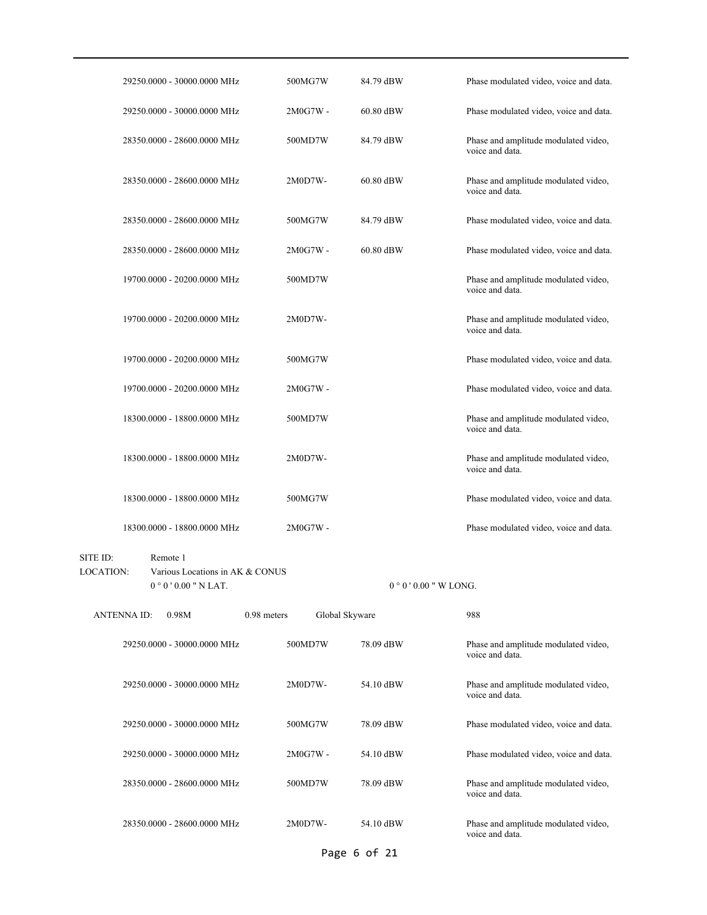| Frequency | Emission | Power | Description |
|---|---|---|---|
| 29250.0000 - 30000.0000 MHz | 500MG7W | 84.79 dBW | Phase modulated video, voice and data. |
| 29250.0000 - 30000.0000 MHz | 2M0G7W - | 60.80 dBW | Phase modulated video, voice and data. |
| 28350.0000 - 28600.0000 MHz | 500MD7W | 84.79 dBW | Phase and amplitude modulated video, voice and data. |
| 28350.0000 - 28600.0000 MHz | 2M0D7W- | 60.80 dBW | Phase and amplitude modulated video, voice and data. |
| 28350.0000 - 28600.0000 MHz | 500MG7W | 84.79 dBW | Phase modulated video, voice and data. |
| 28350.0000 - 28600.0000 MHz | 2M0G7W - | 60.80 dBW | Phase modulated video, voice and data. |
| 19700.0000 - 20200.0000 MHz | 500MD7W | | Phase and amplitude modulated video, voice and data. |
| 19700.0000 - 20200.0000 MHz | 2M0D7W- | | Phase and amplitude modulated video, voice and data. |
| 19700.0000 - 20200.0000 MHz | 500MG7W | | Phase modulated video, voice and data. |
| 19700.0000 - 20200.0000 MHz | 2M0G7W - | | Phase modulated video, voice and data. |
| 18300.0000 - 18800.0000 MHz | 500MD7W | | Phase and amplitude modulated video, voice and data. |
| 18300.0000 - 18800.0000 MHz | 2M0D7W- | | Phase and amplitude modulated video, voice and data. |
| 18300.0000 - 18800.0000 MHz | 500MG7W | | Phase modulated video, voice and data. |
| 18300.0000 - 18800.0000 MHz | 2M0G7W - | | Phase modulated video, voice and data. |

SITE ID: Remote 1

LOCATION: Various Locations in AK & CONUS

0 ° 0 ' 0.00 " N LAT. 0 ° 0 ' 0.00 " W LONG.

ANTENNA ID: 0.98M 0.98 meters Global Skyware 988

| Frequency | Emission | Power | Description |
|---|---|---|---|
| 29250.0000 - 30000.0000 MHz | 500MD7W | 78.09 dBW | Phase and amplitude modulated video, voice and data. |
| 29250.0000 - 30000.0000 MHz | 2M0D7W- | 54.10 dBW | Phase and amplitude modulated video, voice and data. |
| 29250.0000 - 30000.0000 MHz | 500MG7W | 78.09 dBW | Phase modulated video, voice and data. |
| 29250.0000 - 30000.0000 MHz | 2M0G7W - | 54.10 dBW | Phase modulated video, voice and data. |
| 28350.0000 - 28600.0000 MHz | 500MD7W | 78.09 dBW | Phase and amplitude modulated video, voice and data. |
| 28350.0000 - 28600.0000 MHz | 2M0D7W- | 54.10 dBW | Phase and amplitude modulated video, voice and data. |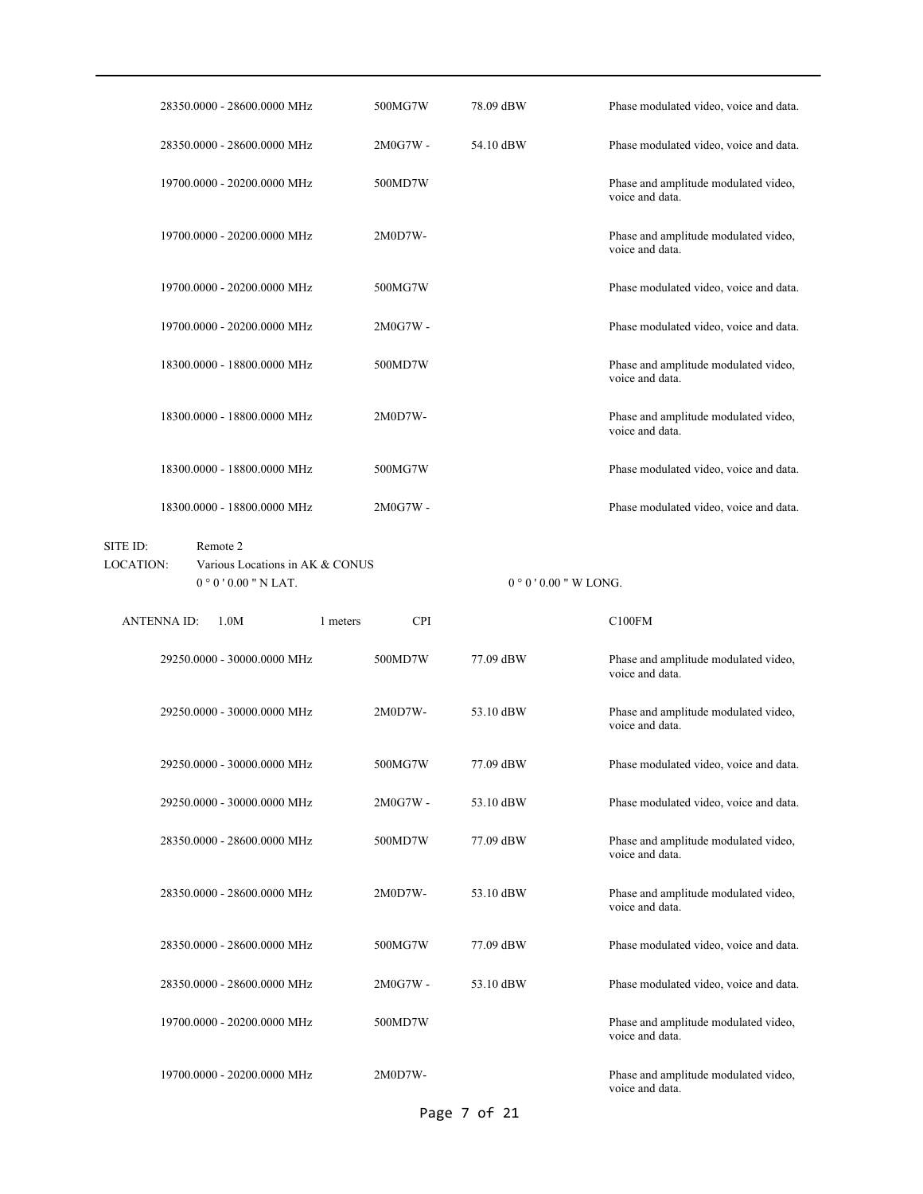| Frequency | Emission | Power | Description |
|---|---|---|---|
| 28350.0000 - 28600.0000 MHz | 500MG7W | 78.09 dBW | Phase modulated video, voice and data. |
| 28350.0000 - 28600.0000 MHz | 2M0G7W - | 54.10 dBW | Phase modulated video, voice and data. |
| 19700.0000 - 20200.0000 MHz | 500MD7W | | Phase and amplitude modulated video, voice and data. |
| 19700.0000 - 20200.0000 MHz | 2M0D7W- | | Phase and amplitude modulated video, voice and data. |
| 19700.0000 - 20200.0000 MHz | 500MG7W | | Phase modulated video, voice and data. |
| 19700.0000 - 20200.0000 MHz | 2M0G7W - | | Phase modulated video, voice and data. |
| 18300.0000 - 18800.0000 MHz | 500MD7W | | Phase and amplitude modulated video, voice and data. |
| 18300.0000 - 18800.0000 MHz | 2M0D7W- | | Phase and amplitude modulated video, voice and data. |
| 18300.0000 - 18800.0000 MHz | 500MG7W | | Phase modulated video, voice and data. |
| 18300.0000 - 18800.0000 MHz | 2M0G7W - | | Phase modulated video, voice and data. |

SITE ID: Remote 2

LOCATION: Various Locations in AK & CONUS

0 ° 0 ' 0.00 " N LAT. 0 ° 0 ' 0.00 " W LONG.

ANTENNA ID: 1.0M 1 meters CPI C100FM

| Frequency | Emission | Power | Description |
|---|---|---|---|
| 29250.0000 - 30000.0000 MHz | 500MD7W | 77.09 dBW | Phase and amplitude modulated video, voice and data. |
| 29250.0000 - 30000.0000 MHz | 2M0D7W- | 53.10 dBW | Phase and amplitude modulated video, voice and data. |
| 29250.0000 - 30000.0000 MHz | 500MG7W | 77.09 dBW | Phase modulated video, voice and data. |
| 29250.0000 - 30000.0000 MHz | 2M0G7W - | 53.10 dBW | Phase modulated video, voice and data. |
| 28350.0000 - 28600.0000 MHz | 500MD7W | 77.09 dBW | Phase and amplitude modulated video, voice and data. |
| 28350.0000 - 28600.0000 MHz | 2M0D7W- | 53.10 dBW | Phase and amplitude modulated video, voice and data. |
| 28350.0000 - 28600.0000 MHz | 500MG7W | 77.09 dBW | Phase modulated video, voice and data. |
| 28350.0000 - 28600.0000 MHz | 2M0G7W - | 53.10 dBW | Phase modulated video, voice and data. |
| 19700.0000 - 20200.0000 MHz | 500MD7W | | Phase and amplitude modulated video, voice and data. |
| 19700.0000 - 20200.0000 MHz | 2M0D7W- | | Phase and amplitude modulated video, voice and data. |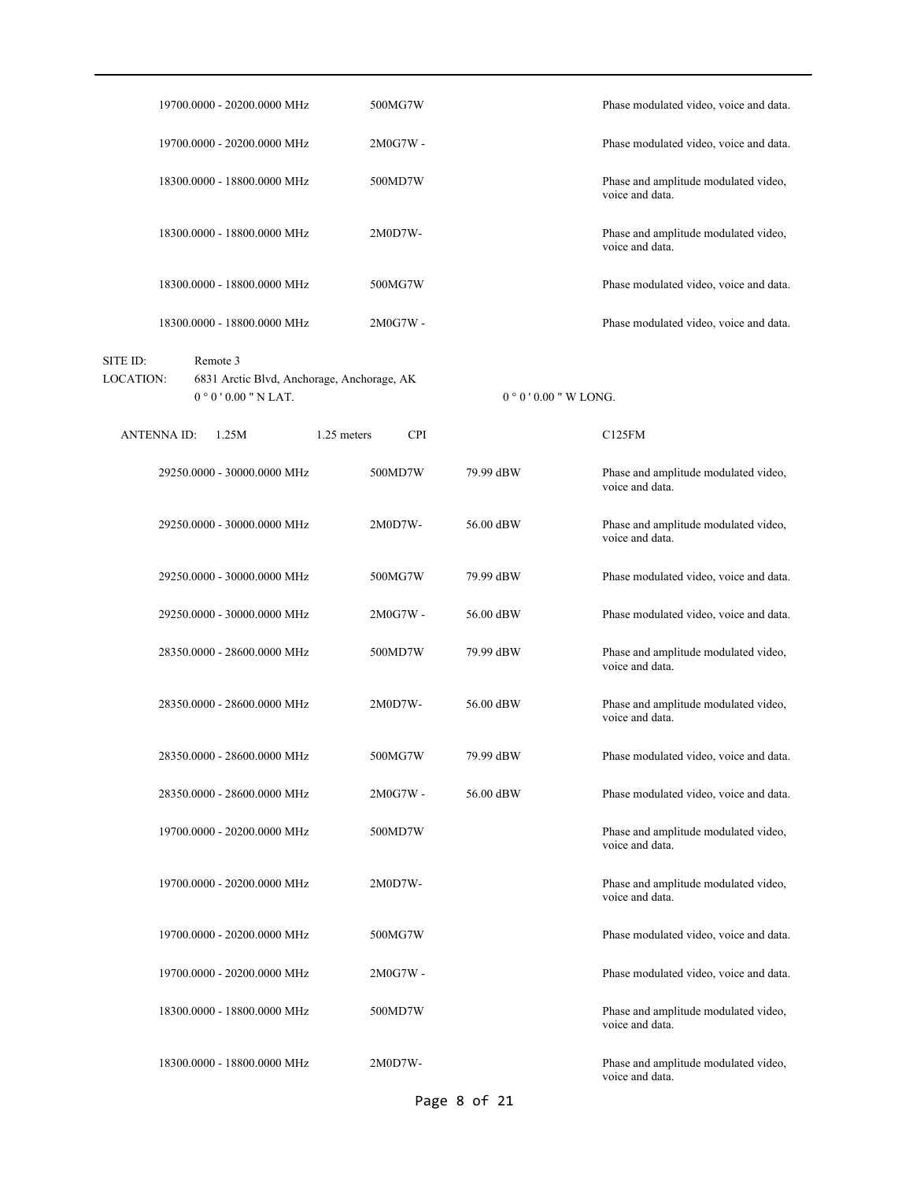| | | | |
|---|---|---|---|
| 19700.0000 - 20200.0000 MHz | 500MG7W | | Phase modulated video, voice and data. |
| 19700.0000 - 20200.0000 MHz | 2M0G7W - | | Phase modulated video, voice and data. |
| 18300.0000 - 18800.0000 MHz | 500MD7W | | Phase and amplitude modulated video, voice and data. |
| 18300.0000 - 18800.0000 MHz | 2M0D7W- | | Phase and amplitude modulated video, voice and data. |
| 18300.0000 - 18800.0000 MHz | 500MG7W | | Phase modulated video, voice and data. |
| 18300.0000 - 18800.0000 MHz | 2M0G7W - | | Phase modulated video, voice and data. |

SITE ID: Remote 3
LOCATION: 6831 Arctic Blvd, Anchorage, Anchorage, AK
0 ° 0 ' 0.00 " N LAT. 0 ° 0 ' 0.00 " W LONG.

ANTENNA ID: 1.25M 1.25 meters CPI C125FM

| | | | |
|---|---|---|---|
| 29250.0000 - 30000.0000 MHz | 500MD7W | 79.99 dBW | Phase and amplitude modulated video, voice and data. |
| 29250.0000 - 30000.0000 MHz | 2M0D7W- | 56.00 dBW | Phase and amplitude modulated video, voice and data. |
| 29250.0000 - 30000.0000 MHz | 500MG7W | 79.99 dBW | Phase modulated video, voice and data. |
| 29250.0000 - 30000.0000 MHz | 2M0G7W - | 56.00 dBW | Phase modulated video, voice and data. |
| 28350.0000 - 28600.0000 MHz | 500MD7W | 79.99 dBW | Phase and amplitude modulated video, voice and data. |
| 28350.0000 - 28600.0000 MHz | 2M0D7W- | 56.00 dBW | Phase and amplitude modulated video, voice and data. |
| 28350.0000 - 28600.0000 MHz | 500MG7W | 79.99 dBW | Phase modulated video, voice and data. |
| 28350.0000 - 28600.0000 MHz | 2M0G7W - | 56.00 dBW | Phase modulated video, voice and data. |
| 19700.0000 - 20200.0000 MHz | 500MD7W | | Phase and amplitude modulated video, voice and data. |
| 19700.0000 - 20200.0000 MHz | 2M0D7W- | | Phase and amplitude modulated video, voice and data. |
| 19700.0000 - 20200.0000 MHz | 500MG7W | | Phase modulated video, voice and data. |
| 19700.0000 - 20200.0000 MHz | 2M0G7W - | | Phase modulated video, voice and data. |
| 18300.0000 - 18800.0000 MHz | 500MD7W | | Phase and amplitude modulated video, voice and data. |
| 18300.0000 - 18800.0000 MHz | 2M0D7W- | | Phase and amplitude modulated video, voice and data. |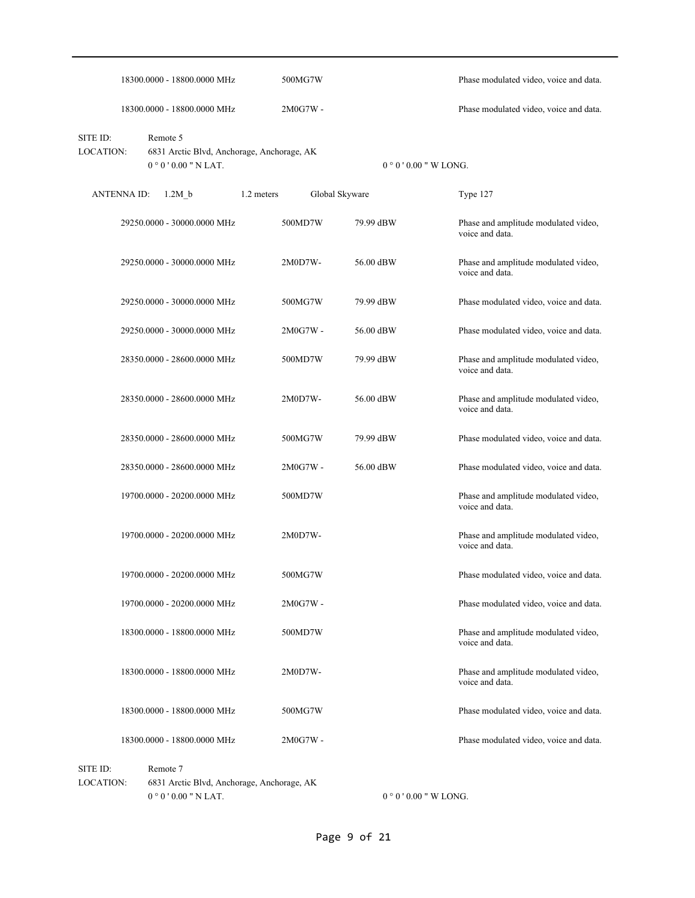| | | | |
|---|---|---|---|
| 18300.0000 - 18800.0000 MHz | 500MG7W | | Phase modulated video, voice and data. |
| 18300.0000 - 18800.0000 MHz | 2M0G7W - | | Phase modulated video, voice and data. |

SITE ID: Remote 5

LOCATION: 6831 Arctic Blvd, Anchorage, Anchorage, AK

0 ° 0 ' 0.00 " N LAT. 0 ° 0 ' 0.00 " W LONG.

ANTENNA ID: 1.2M_b 1.2 meters Global Skyware Type 127

| | | | |
|---|---|---|---|
| 29250.0000 - 30000.0000 MHz | 500MD7W | 79.99 dBW | Phase and amplitude modulated video, voice and data. |
| 29250.0000 - 30000.0000 MHz | 2M0D7W- | 56.00 dBW | Phase and amplitude modulated video, voice and data. |
| 29250.0000 - 30000.0000 MHz | 500MG7W | 79.99 dBW | Phase modulated video, voice and data. |
| 29250.0000 - 30000.0000 MHz | 2M0G7W - | 56.00 dBW | Phase modulated video, voice and data. |
| 28350.0000 - 28600.0000 MHz | 500MD7W | 79.99 dBW | Phase and amplitude modulated video, voice and data. |
| 28350.0000 - 28600.0000 MHz | 2M0D7W- | 56.00 dBW | Phase and amplitude modulated video, voice and data. |
| 28350.0000 - 28600.0000 MHz | 500MG7W | 79.99 dBW | Phase modulated video, voice and data. |
| 28350.0000 - 28600.0000 MHz | 2M0G7W - | 56.00 dBW | Phase modulated video, voice and data. |
| 19700.0000 - 20200.0000 MHz | 500MD7W | | Phase and amplitude modulated video, voice and data. |
| 19700.0000 - 20200.0000 MHz | 2M0D7W- | | Phase and amplitude modulated video, voice and data. |
| 19700.0000 - 20200.0000 MHz | 500MG7W | | Phase modulated video, voice and data. |
| 19700.0000 - 20200.0000 MHz | 2M0G7W - | | Phase modulated video, voice and data. |
| 18300.0000 - 18800.0000 MHz | 500MD7W | | Phase and amplitude modulated video, voice and data. |
| 18300.0000 - 18800.0000 MHz | 2M0D7W- | | Phase and amplitude modulated video, voice and data. |
| 18300.0000 - 18800.0000 MHz | 500MG7W | | Phase modulated video, voice and data. |
| 18300.0000 - 18800.0000 MHz | 2M0G7W - | | Phase modulated video, voice and data. |

SITE ID: Remote 7

LOCATION: 6831 Arctic Blvd, Anchorage, Anchorage, AK

0 ° 0 ' 0.00 " N LAT. 0 ° 0 ' 0.00 " W LONG.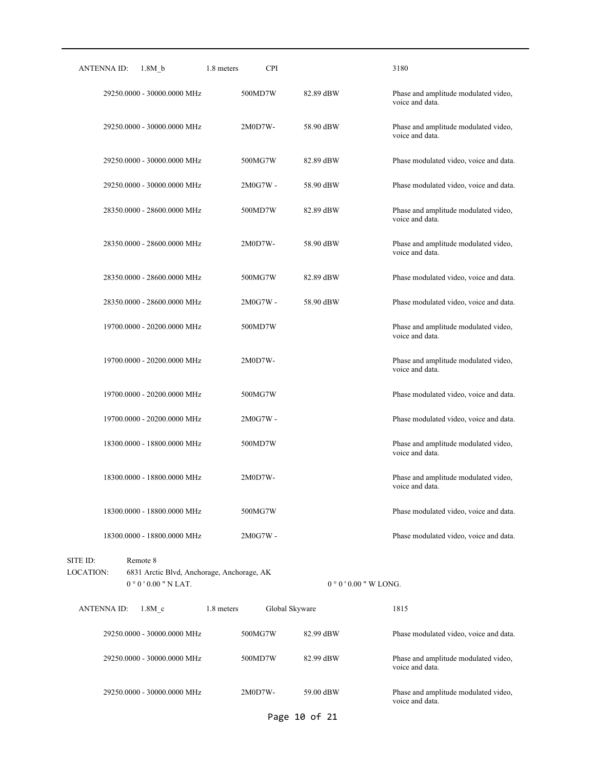ANTENNA ID: 1.8M_b 1.8 meters CPI 3180

| Frequency | Emission | Power | Description |
|---|---|---|---|
| 29250.0000 - 30000.0000 MHz | 500MD7W | 82.89 dBW | Phase and amplitude modulated video, voice and data. |
| 29250.0000 - 30000.0000 MHz | 2M0D7W- | 58.90 dBW | Phase and amplitude modulated video, voice and data. |
| 29250.0000 - 30000.0000 MHz | 500MG7W | 82.89 dBW | Phase modulated video, voice and data. |
| 29250.0000 - 30000.0000 MHz | 2M0G7W - | 58.90 dBW | Phase modulated video, voice and data. |
| 28350.0000 - 28600.0000 MHz | 500MD7W | 82.89 dBW | Phase and amplitude modulated video, voice and data. |
| 28350.0000 - 28600.0000 MHz | 2M0D7W- | 58.90 dBW | Phase and amplitude modulated video, voice and data. |
| 28350.0000 - 28600.0000 MHz | 500MG7W | 82.89 dBW | Phase modulated video, voice and data. |
| 28350.0000 - 28600.0000 MHz | 2M0G7W - | 58.90 dBW | Phase modulated video, voice and data. |
| 19700.0000 - 20200.0000 MHz | 500MD7W | | Phase and amplitude modulated video, voice and data. |
| 19700.0000 - 20200.0000 MHz | 2M0D7W- | | Phase and amplitude modulated video, voice and data. |
| 19700.0000 - 20200.0000 MHz | 500MG7W | | Phase modulated video, voice and data. |
| 19700.0000 - 20200.0000 MHz | 2M0G7W - | | Phase modulated video, voice and data. |
| 18300.0000 - 18800.0000 MHz | 500MD7W | | Phase and amplitude modulated video, voice and data. |
| 18300.0000 - 18800.0000 MHz | 2M0D7W- | | Phase and amplitude modulated video, voice and data. |
| 18300.0000 - 18800.0000 MHz | 500MG7W | | Phase modulated video, voice and data. |
| 18300.0000 - 18800.0000 MHz | 2M0G7W - | | Phase modulated video, voice and data. |

SITE ID: Remote 8

LOCATION: 6831 Arctic Blvd, Anchorage, Anchorage, AK

0 ° 0 ' 0.00 " N LAT. 0 ° 0 ' 0.00 " W LONG.

ANTENNA ID: 1.8M_c 1.8 meters Global Skyware 1815

| Frequency | Emission | Power | Description |
|---|---|---|---|
| 29250.0000 - 30000.0000 MHz | 500MG7W | 82.99 dBW | Phase modulated video, voice and data. |
| 29250.0000 - 30000.0000 MHz | 500MD7W | 82.99 dBW | Phase and amplitude modulated video, voice and data. |
| 29250.0000 - 30000.0000 MHz | 2M0D7W- | 59.00 dBW | Phase and amplitude modulated video, voice and data. |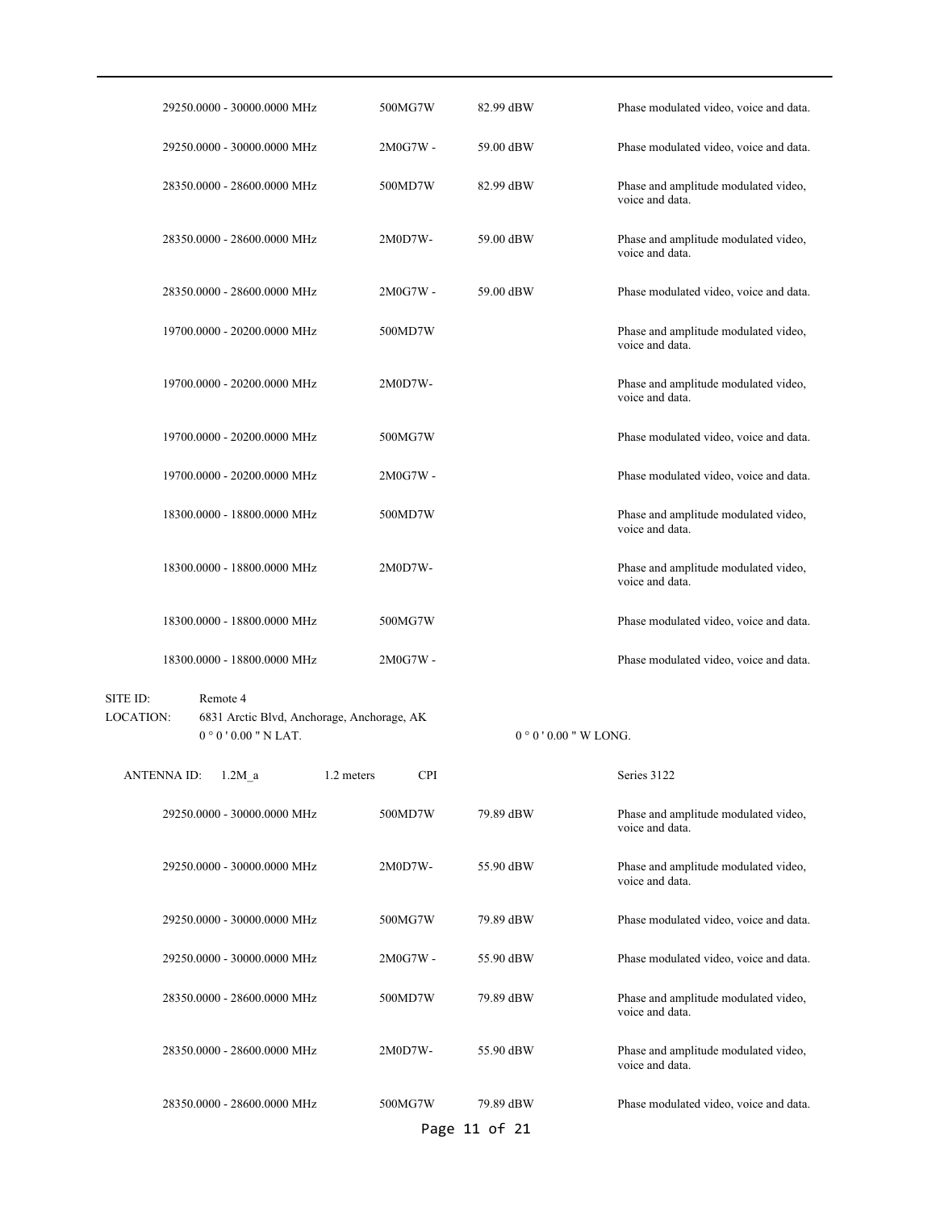| | | | |
|---|---|---|---|
| 29250.0000 - 30000.0000 MHz | 500MG7W | 82.99 dBW | Phase modulated video, voice and data. |
| 29250.0000 - 30000.0000 MHz | 2M0G7W - | 59.00 dBW | Phase modulated video, voice and data. |
| 28350.0000 - 28600.0000 MHz | 500MD7W | 82.99 dBW | Phase and amplitude modulated video, voice and data. |
| 28350.0000 - 28600.0000 MHz | 2M0D7W- | 59.00 dBW | Phase and amplitude modulated video, voice and data. |
| 28350.0000 - 28600.0000 MHz | 2M0G7W - | 59.00 dBW | Phase modulated video, voice and data. |
| 19700.0000 - 20200.0000 MHz | 500MD7W | | Phase and amplitude modulated video, voice and data. |
| 19700.0000 - 20200.0000 MHz | 2M0D7W- | | Phase and amplitude modulated video, voice and data. |
| 19700.0000 - 20200.0000 MHz | 500MG7W | | Phase modulated video, voice and data. |
| 19700.0000 - 20200.0000 MHz | 2M0G7W - | | Phase modulated video, voice and data. |
| 18300.0000 - 18800.0000 MHz | 500MD7W | | Phase and amplitude modulated video, voice and data. |
| 18300.0000 - 18800.0000 MHz | 2M0D7W- | | Phase and amplitude modulated video, voice and data. |
| 18300.0000 - 18800.0000 MHz | 500MG7W | | Phase modulated video, voice and data. |
| 18300.0000 - 18800.0000 MHz | 2M0G7W - | | Phase modulated video, voice and data. |

SITE ID: Remote 4

LOCATION: 6831 Arctic Blvd, Anchorage, Anchorage, AK

0 ° 0 ' 0.00 " N LAT. 0 ° 0 ' 0.00 " W LONG.

ANTENNA ID: 1.2M_a 1.2 meters CPI Series 3122

| | | | |
|---|---|---|---|
| 29250.0000 - 30000.0000 MHz | 500MD7W | 79.89 dBW | Phase and amplitude modulated video, voice and data. |
| 29250.0000 - 30000.0000 MHz | 2M0D7W- | 55.90 dBW | Phase and amplitude modulated video, voice and data. |
| 29250.0000 - 30000.0000 MHz | 500MG7W | 79.89 dBW | Phase modulated video, voice and data. |
| 29250.0000 - 30000.0000 MHz | 2M0G7W - | 55.90 dBW | Phase modulated video, voice and data. |
| 28350.0000 - 28600.0000 MHz | 500MD7W | 79.89 dBW | Phase and amplitude modulated video, voice and data. |
| 28350.0000 - 28600.0000 MHz | 2M0D7W- | 55.90 dBW | Phase and amplitude modulated video, voice and data. |
| 28350.0000 - 28600.0000 MHz | 500MG7W | 79.89 dBW | Phase modulated video, voice and data. |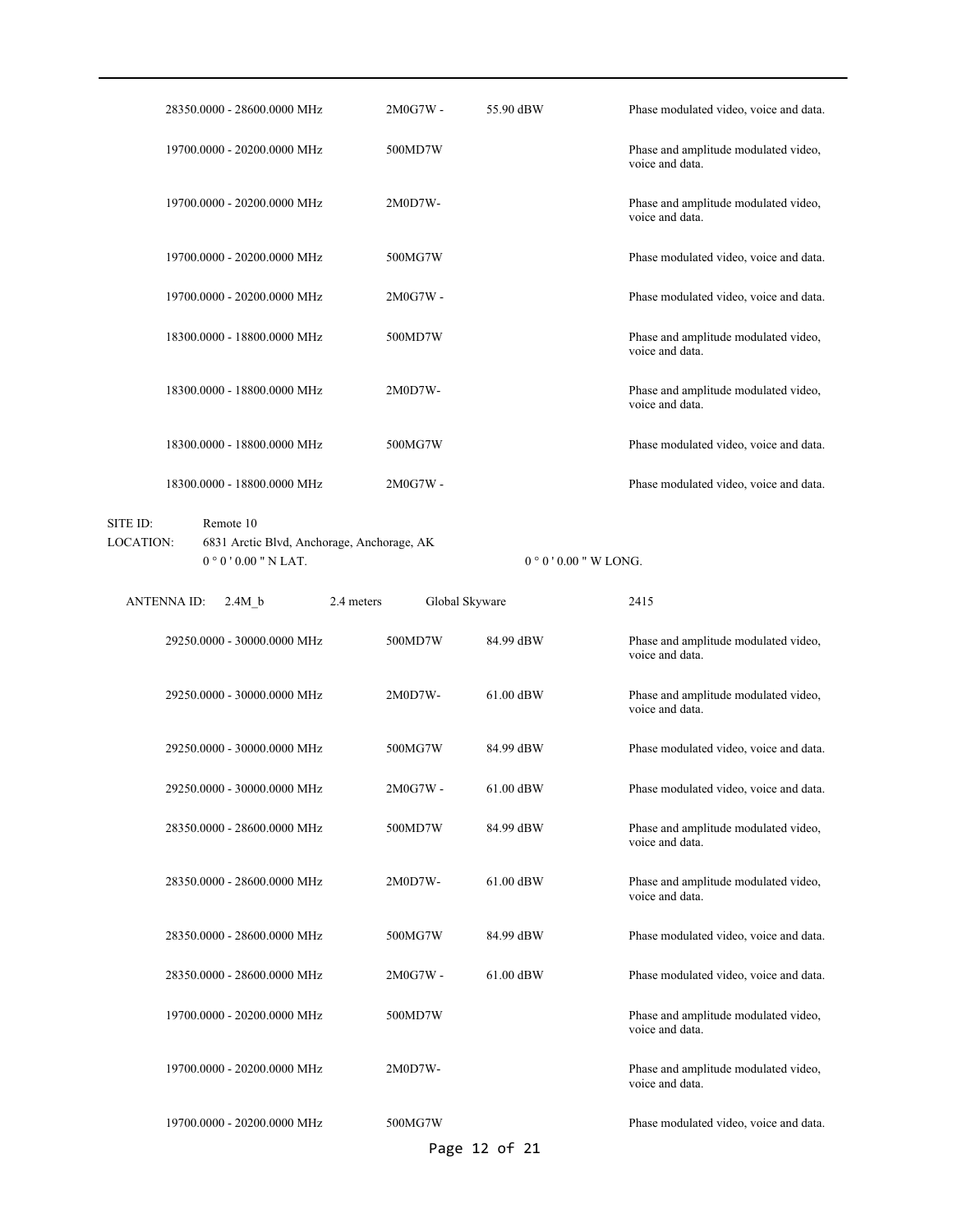| Frequency | Emission | Power | Description |
|---|---|---|---|
| 28350.0000 - 28600.0000 MHz | 2M0G7W - | 55.90 dBW | Phase modulated video, voice and data. |
| 19700.0000 - 20200.0000 MHz | 500MD7W | | Phase and amplitude modulated video, voice and data. |
| 19700.0000 - 20200.0000 MHz | 2M0D7W- | | Phase and amplitude modulated video, voice and data. |
| 19700.0000 - 20200.0000 MHz | 500MG7W | | Phase modulated video, voice and data. |
| 19700.0000 - 20200.0000 MHz | 2M0G7W - | | Phase modulated video, voice and data. |
| 18300.0000 - 18800.0000 MHz | 500MD7W | | Phase and amplitude modulated video, voice and data. |
| 18300.0000 - 18800.0000 MHz | 2M0D7W- | | Phase and amplitude modulated video, voice and data. |
| 18300.0000 - 18800.0000 MHz | 500MG7W | | Phase modulated video, voice and data. |
| 18300.0000 - 18800.0000 MHz | 2M0G7W - | | Phase modulated video, voice and data. |

SITE ID: Remote 10
LOCATION: 6831 Arctic Blvd, Anchorage, Anchorage, AK
0 ° 0 ' 0.00 " N LAT. 0 ° 0 ' 0.00 " W LONG.

ANTENNA ID: 2.4M_b 2.4 meters Global Skyware 2415

| Frequency | Emission | Power | Description |
|---|---|---|---|
| 29250.0000 - 30000.0000 MHz | 500MD7W | 84.99 dBW | Phase and amplitude modulated video, voice and data. |
| 29250.0000 - 30000.0000 MHz | 2M0D7W- | 61.00 dBW | Phase and amplitude modulated video, voice and data. |
| 29250.0000 - 30000.0000 MHz | 500MG7W | 84.99 dBW | Phase modulated video, voice and data. |
| 29250.0000 - 30000.0000 MHz | 2M0G7W - | 61.00 dBW | Phase modulated video, voice and data. |
| 28350.0000 - 28600.0000 MHz | 500MD7W | 84.99 dBW | Phase and amplitude modulated video, voice and data. |
| 28350.0000 - 28600.0000 MHz | 2M0D7W- | 61.00 dBW | Phase and amplitude modulated video, voice and data. |
| 28350.0000 - 28600.0000 MHz | 500MG7W | 84.99 dBW | Phase modulated video, voice and data. |
| 28350.0000 - 28600.0000 MHz | 2M0G7W - | 61.00 dBW | Phase modulated video, voice and data. |
| 19700.0000 - 20200.0000 MHz | 500MD7W | | Phase and amplitude modulated video, voice and data. |
| 19700.0000 - 20200.0000 MHz | 2M0D7W- | | Phase and amplitude modulated video, voice and data. |
| 19700.0000 - 20200.0000 MHz | 500MG7W | | Phase modulated video, voice and data. |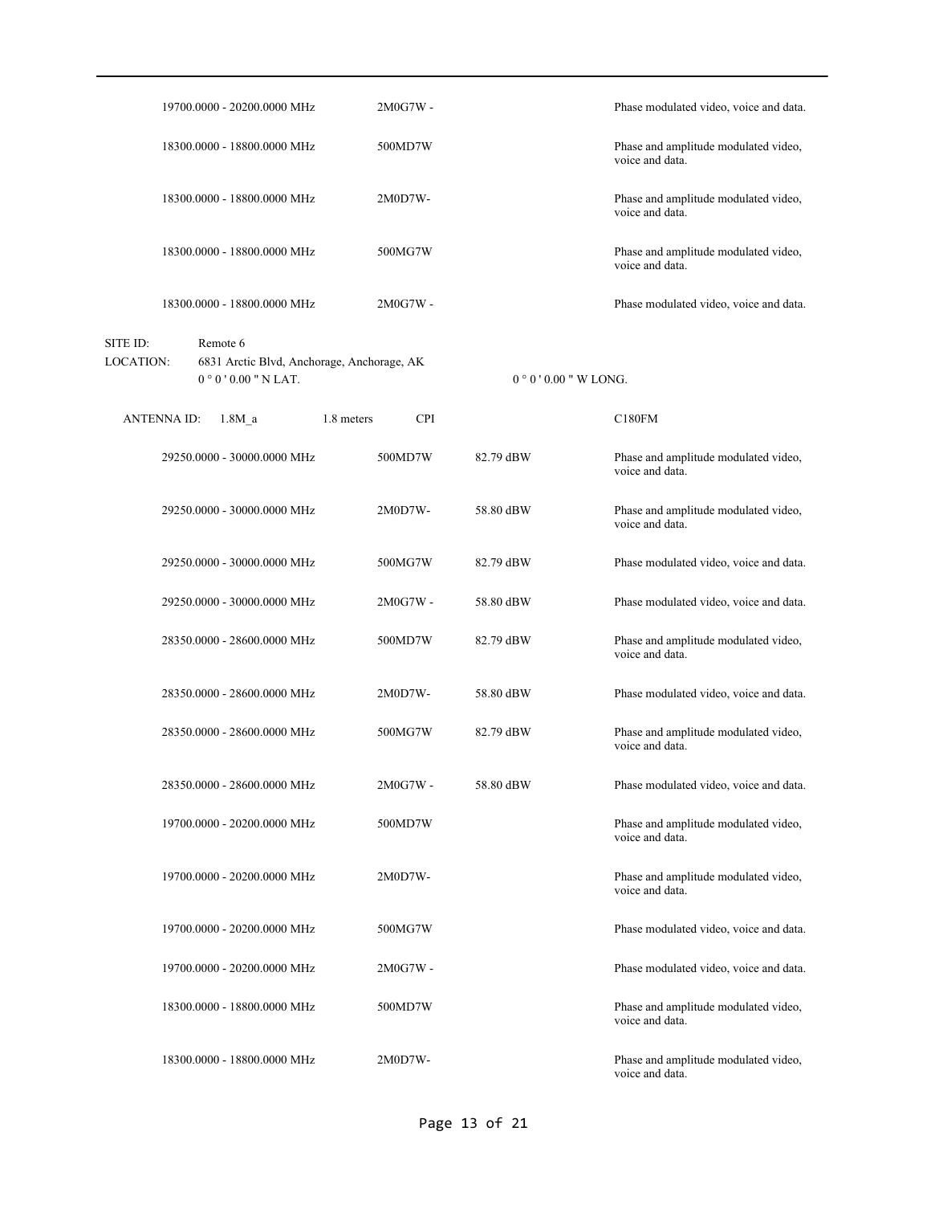| Frequency | Emission | Power | Description |
|---|---|---|---|
| 19700.0000 - 20200.0000 MHz | 2M0G7W - | | Phase modulated video, voice and data. |
| 18300.0000 - 18800.0000 MHz | 500MD7W | | Phase and amplitude modulated video, voice and data. |
| 18300.0000 - 18800.0000 MHz | 2M0D7W- | | Phase and amplitude modulated video, voice and data. |
| 18300.0000 - 18800.0000 MHz | 500MG7W | | Phase and amplitude modulated video, voice and data. |
| 18300.0000 - 18800.0000 MHz | 2M0G7W - | | Phase modulated video, voice and data. |

SITE ID: Remote 6

LOCATION: 6831 Arctic Blvd, Anchorage, Anchorage, AK
0 ° 0 ' 0.00 " N LAT. 0 ° 0 ' 0.00 " W LONG.

ANTENNA ID: 1.8M_a 1.8 meters CPI C180FM

| Frequency | Emission | Power | Description |
|---|---|---|---|
| 29250.0000 - 30000.0000 MHz | 500MD7W | 82.79 dBW | Phase and amplitude modulated video, voice and data. |
| 29250.0000 - 30000.0000 MHz | 2M0D7W- | 58.80 dBW | Phase and amplitude modulated video, voice and data. |
| 29250.0000 - 30000.0000 MHz | 500MG7W | 82.79 dBW | Phase modulated video, voice and data. |
| 29250.0000 - 30000.0000 MHz | 2M0G7W - | 58.80 dBW | Phase modulated video, voice and data. |
| 28350.0000 - 28600.0000 MHz | 500MD7W | 82.79 dBW | Phase and amplitude modulated video, voice and data. |
| 28350.0000 - 28600.0000 MHz | 2M0D7W- | 58.80 dBW | Phase modulated video, voice and data. |
| 28350.0000 - 28600.0000 MHz | 500MG7W | 82.79 dBW | Phase and amplitude modulated video, voice and data. |
| 28350.0000 - 28600.0000 MHz | 2M0G7W - | 58.80 dBW | Phase modulated video, voice and data. |
| 19700.0000 - 20200.0000 MHz | 500MD7W | | Phase and amplitude modulated video, voice and data. |
| 19700.0000 - 20200.0000 MHz | 2M0D7W- | | Phase and amplitude modulated video, voice and data. |
| 19700.0000 - 20200.0000 MHz | 500MG7W | | Phase modulated video, voice and data. |
| 19700.0000 - 20200.0000 MHz | 2M0G7W - | | Phase modulated video, voice and data. |
| 18300.0000 - 18800.0000 MHz | 500MD7W | | Phase and amplitude modulated video, voice and data. |
| 18300.0000 - 18800.0000 MHz | 2M0D7W- | | Phase and amplitude modulated video, voice and data. |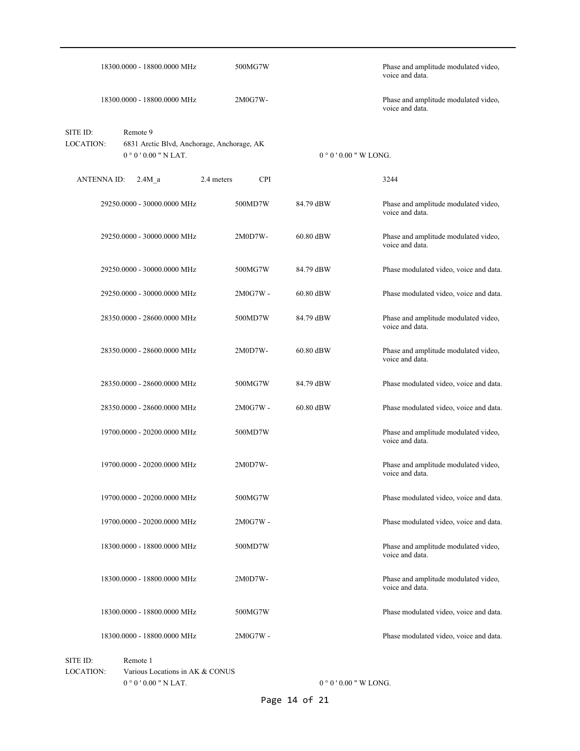| | | | |
|---|---|---|---|
| 18300.0000 - 18800.0000 MHz | 500MG7W | | Phase and amplitude modulated video, voice and data. |
| 18300.0000 - 18800.0000 MHz | 2M0G7W- | | Phase and amplitude modulated video, voice and data. |

SITE ID: Remote 9
LOCATION: 6831 Arctic Blvd, Anchorage, Anchorage, AK
0 ° 0 ' 0.00 " N LAT. 0 ° 0 ' 0.00 " W LONG.

ANTENNA ID: 2.4M_a 2.4 meters CPI 3244

| | | | |
|---|---|---|---|
| 29250.0000 - 30000.0000 MHz | 500MD7W | 84.79 dBW | Phase and amplitude modulated video, voice and data. |
| 29250.0000 - 30000.0000 MHz | 2M0D7W- | 60.80 dBW | Phase and amplitude modulated video, voice and data. |
| 29250.0000 - 30000.0000 MHz | 500MG7W | 84.79 dBW | Phase modulated video, voice and data. |
| 29250.0000 - 30000.0000 MHz | 2M0G7W - | 60.80 dBW | Phase modulated video, voice and data. |
| 28350.0000 - 28600.0000 MHz | 500MD7W | 84.79 dBW | Phase and amplitude modulated video, voice and data. |
| 28350.0000 - 28600.0000 MHz | 2M0D7W- | 60.80 dBW | Phase and amplitude modulated video, voice and data. |
| 28350.0000 - 28600.0000 MHz | 500MG7W | 84.79 dBW | Phase modulated video, voice and data. |
| 28350.0000 - 28600.0000 MHz | 2M0G7W - | 60.80 dBW | Phase modulated video, voice and data. |
| 19700.0000 - 20200.0000 MHz | 500MD7W | | Phase and amplitude modulated video, voice and data. |
| 19700.0000 - 20200.0000 MHz | 2M0D7W- | | Phase and amplitude modulated video, voice and data. |
| 19700.0000 - 20200.0000 MHz | 500MG7W | | Phase modulated video, voice and data. |
| 19700.0000 - 20200.0000 MHz | 2M0G7W - | | Phase modulated video, voice and data. |
| 18300.0000 - 18800.0000 MHz | 500MD7W | | Phase and amplitude modulated video, voice and data. |
| 18300.0000 - 18800.0000 MHz | 2M0D7W- | | Phase and amplitude modulated video, voice and data. |
| 18300.0000 - 18800.0000 MHz | 500MG7W | | Phase modulated video, voice and data. |
| 18300.0000 - 18800.0000 MHz | 2M0G7W - | | Phase modulated video, voice and data. |

SITE ID: Remote 1
LOCATION: Various Locations in AK & CONUS
0 ° 0 ' 0.00 " N LAT. 0 ° 0 ' 0.00 " W LONG.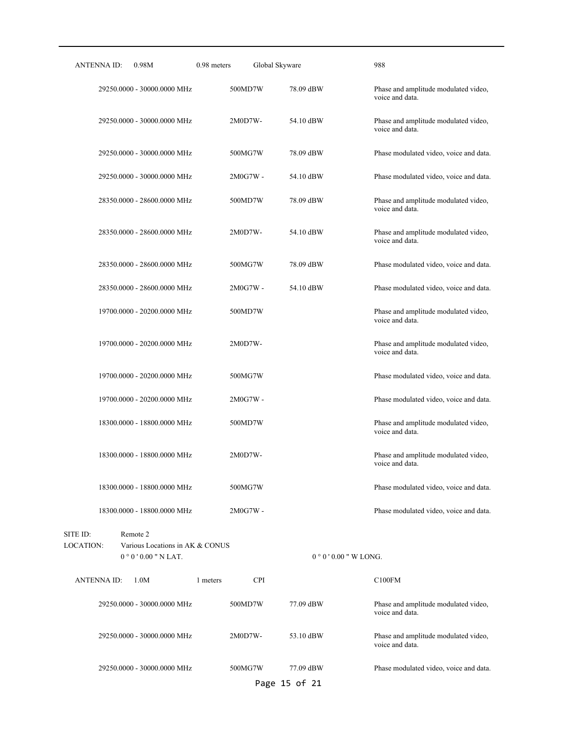| ANTENNA ID: 0.98M | 0.98 meters | Global Skyware | 988 |
|---|---|---|---|
| 29250.0000 - 30000.0000 MHz | 500MD7W | 78.09 dBW | Phase and amplitude modulated video, voice and data. |
| 29250.0000 - 30000.0000 MHz | 2M0D7W- | 54.10 dBW | Phase and amplitude modulated video, voice and data. |
| 29250.0000 - 30000.0000 MHz | 500MG7W | 78.09 dBW | Phase modulated video, voice and data. |
| 29250.0000 - 30000.0000 MHz | 2M0G7W - | 54.10 dBW | Phase modulated video, voice and data. |
| 28350.0000 - 28600.0000 MHz | 500MD7W | 78.09 dBW | Phase and amplitude modulated video, voice and data. |
| 28350.0000 - 28600.0000 MHz | 2M0D7W- | 54.10 dBW | Phase and amplitude modulated video, voice and data. |
| 28350.0000 - 28600.0000 MHz | 500MG7W | 78.09 dBW | Phase modulated video, voice and data. |
| 28350.0000 - 28600.0000 MHz | 2M0G7W - | 54.10 dBW | Phase modulated video, voice and data. |
| 19700.0000 - 20200.0000 MHz | 500MD7W | | Phase and amplitude modulated video, voice and data. |
| 19700.0000 - 20200.0000 MHz | 2M0D7W- | | Phase and amplitude modulated video, voice and data. |
| 19700.0000 - 20200.0000 MHz | 500MG7W | | Phase modulated video, voice and data. |
| 19700.0000 - 20200.0000 MHz | 2M0G7W - | | Phase modulated video, voice and data. |
| 18300.0000 - 18800.0000 MHz | 500MD7W | | Phase and amplitude modulated video, voice and data. |
| 18300.0000 - 18800.0000 MHz | 2M0D7W- | | Phase and amplitude modulated video, voice and data. |
| 18300.0000 - 18800.0000 MHz | 500MG7W | | Phase modulated video, voice and data. |
| 18300.0000 - 18800.0000 MHz | 2M0G7W - | | Phase modulated video, voice and data. |

SITE ID: Remote 2

LOCATION: Various Locations in AK & CONUS

0 ° 0 ' 0.00 " N LAT. 0 ° 0 ' 0.00 " W LONG.

| ANTENNA ID: 1.0M | 1 meters | CPI | C100FM |
|---|---|---|---|
| 29250.0000 - 30000.0000 MHz | 500MD7W | 77.09 dBW | Phase and amplitude modulated video, voice and data. |
| 29250.0000 - 30000.0000 MHz | 2M0D7W- | 53.10 dBW | Phase and amplitude modulated video, voice and data. |
| 29250.0000 - 30000.0000 MHz | 500MG7W | 77.09 dBW | Phase modulated video, voice and data. |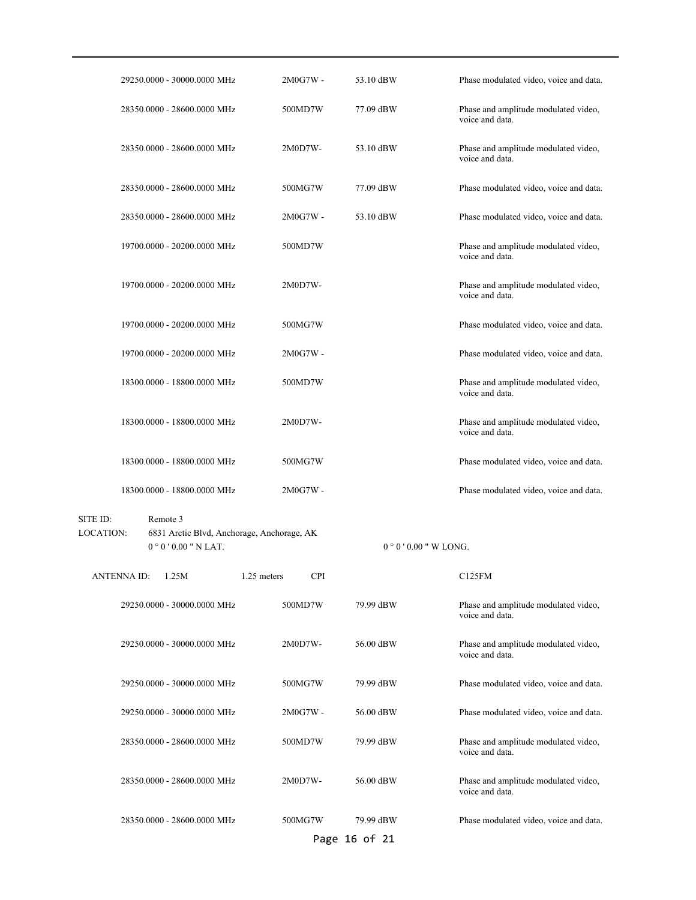| Frequency | Emission | Power | Description |
|---|---|---|---|
| 29250.0000 - 30000.0000 MHz | 2M0G7W - | 53.10 dBW | Phase modulated video, voice and data. |
| 28350.0000 - 28600.0000 MHz | 500MD7W | 77.09 dBW | Phase and amplitude modulated video, voice and data. |
| 28350.0000 - 28600.0000 MHz | 2M0D7W- | 53.10 dBW | Phase and amplitude modulated video, voice and data. |
| 28350.0000 - 28600.0000 MHz | 500MG7W | 77.09 dBW | Phase modulated video, voice and data. |
| 28350.0000 - 28600.0000 MHz | 2M0G7W - | 53.10 dBW | Phase modulated video, voice and data. |
| 19700.0000 - 20200.0000 MHz | 500MD7W | | Phase and amplitude modulated video, voice and data. |
| 19700.0000 - 20200.0000 MHz | 2M0D7W- | | Phase and amplitude modulated video, voice and data. |
| 19700.0000 - 20200.0000 MHz | 500MG7W | | Phase modulated video, voice and data. |
| 19700.0000 - 20200.0000 MHz | 2M0G7W - | | Phase modulated video, voice and data. |
| 18300.0000 - 18800.0000 MHz | 500MD7W | | Phase and amplitude modulated video, voice and data. |
| 18300.0000 - 18800.0000 MHz | 2M0D7W- | | Phase and amplitude modulated video, voice and data. |
| 18300.0000 - 18800.0000 MHz | 500MG7W | | Phase modulated video, voice and data. |
| 18300.0000 - 18800.0000 MHz | 2M0G7W - | | Phase modulated video, voice and data. |

SITE ID: Remote 3

LOCATION: 6831 Arctic Blvd, Anchorage, Anchorage, AK

0 ° 0 ' 0.00 " N LAT. 0 ° 0 ' 0.00 " W LONG.

ANTENNA ID: 1.25M 1.25 meters CPI C125FM

| Frequency | Emission | Power | Description |
|---|---|---|---|
| 29250.0000 - 30000.0000 MHz | 500MD7W | 79.99 dBW | Phase and amplitude modulated video, voice and data. |
| 29250.0000 - 30000.0000 MHz | 2M0D7W- | 56.00 dBW | Phase and amplitude modulated video, voice and data. |
| 29250.0000 - 30000.0000 MHz | 500MG7W | 79.99 dBW | Phase modulated video, voice and data. |
| 29250.0000 - 30000.0000 MHz | 2M0G7W - | 56.00 dBW | Phase modulated video, voice and data. |
| 28350.0000 - 28600.0000 MHz | 500MD7W | 79.99 dBW | Phase and amplitude modulated video, voice and data. |
| 28350.0000 - 28600.0000 MHz | 2M0D7W- | 56.00 dBW | Phase and amplitude modulated video, voice and data. |
| 28350.0000 - 28600.0000 MHz | 500MG7W | 79.99 dBW | Phase modulated video, voice and data. |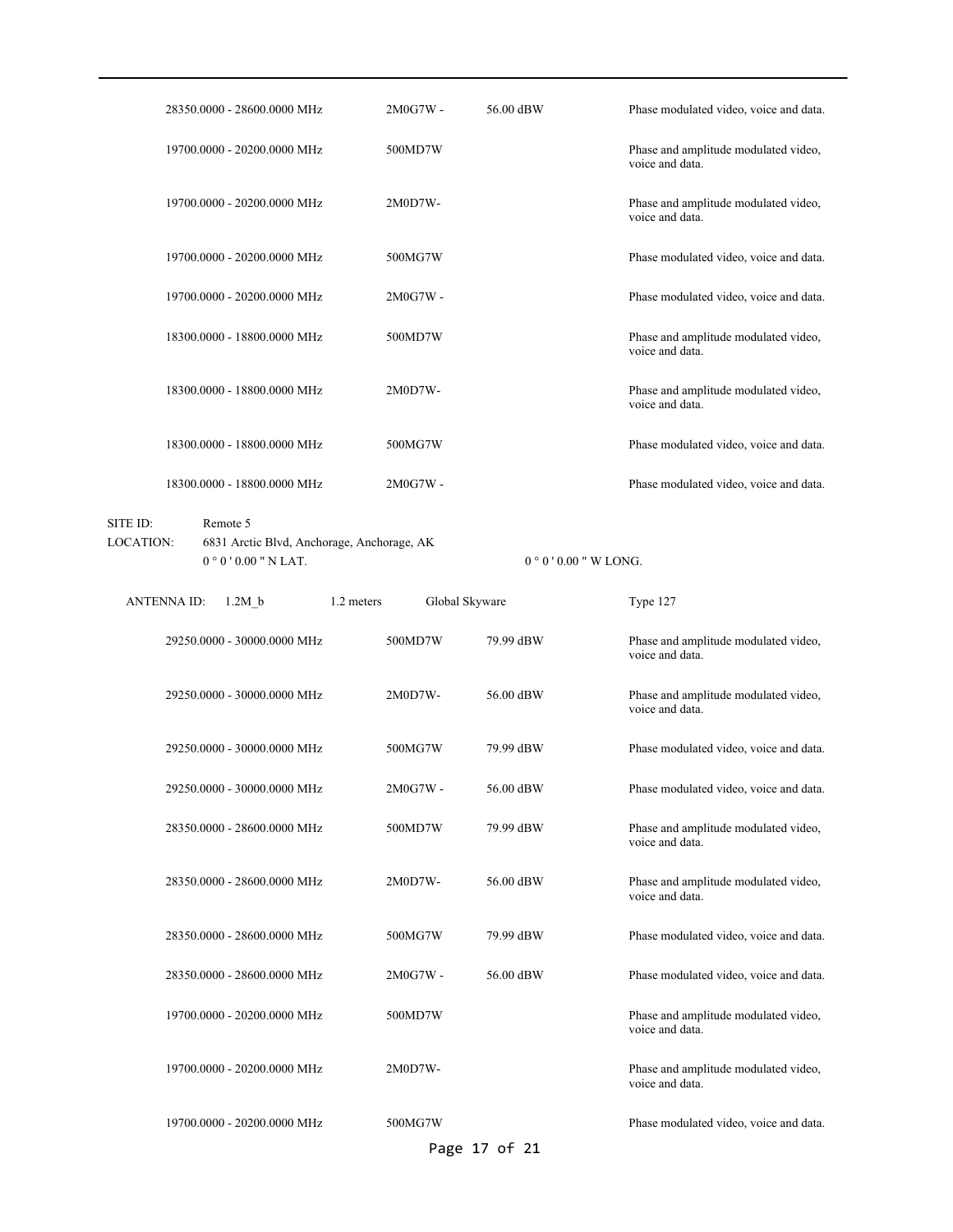| Frequency | Emission | Power | Description |
|---|---|---|---|
| 28350.0000 - 28600.0000 MHz | 2M0G7W - | 56.00 dBW | Phase modulated video, voice and data. |
| 19700.0000 - 20200.0000 MHz | 500MD7W | | Phase and amplitude modulated video, voice and data. |
| 19700.0000 - 20200.0000 MHz | 2M0D7W- | | Phase and amplitude modulated video, voice and data. |
| 19700.0000 - 20200.0000 MHz | 500MG7W | | Phase modulated video, voice and data. |
| 19700.0000 - 20200.0000 MHz | 2M0G7W - | | Phase modulated video, voice and data. |
| 18300.0000 - 18800.0000 MHz | 500MD7W | | Phase and amplitude modulated video, voice and data. |
| 18300.0000 - 18800.0000 MHz | 2M0D7W- | | Phase and amplitude modulated video, voice and data. |
| 18300.0000 - 18800.0000 MHz | 500MG7W | | Phase modulated video, voice and data. |
| 18300.0000 - 18800.0000 MHz | 2M0G7W - | | Phase modulated video, voice and data. |

SITE ID: Remote 5

LOCATION: 6831 Arctic Blvd, Anchorage, Anchorage, AK

0 ° 0 ' 0.00 " N LAT. 0 ° 0 ' 0.00 " W LONG.

ANTENNA ID: 1.2M_b 1.2 meters Global Skyware Type 127

| Frequency | Emission | Power | Description |
|---|---|---|---|
| 29250.0000 - 30000.0000 MHz | 500MD7W | 79.99 dBW | Phase and amplitude modulated video, voice and data. |
| 29250.0000 - 30000.0000 MHz | 2M0D7W- | 56.00 dBW | Phase and amplitude modulated video, voice and data. |
| 29250.0000 - 30000.0000 MHz | 500MG7W | 79.99 dBW | Phase modulated video, voice and data. |
| 29250.0000 - 30000.0000 MHz | 2M0G7W - | 56.00 dBW | Phase modulated video, voice and data. |
| 28350.0000 - 28600.0000 MHz | 500MD7W | 79.99 dBW | Phase and amplitude modulated video, voice and data. |
| 28350.0000 - 28600.0000 MHz | 2M0D7W- | 56.00 dBW | Phase and amplitude modulated video, voice and data. |
| 28350.0000 - 28600.0000 MHz | 500MG7W | 79.99 dBW | Phase modulated video, voice and data. |
| 28350.0000 - 28600.0000 MHz | 2M0G7W - | 56.00 dBW | Phase modulated video, voice and data. |
| 19700.0000 - 20200.0000 MHz | 500MD7W | | Phase and amplitude modulated video, voice and data. |
| 19700.0000 - 20200.0000 MHz | 2M0D7W- | | Phase and amplitude modulated video, voice and data. |
| 19700.0000 - 20200.0000 MHz | 500MG7W | | Phase modulated video, voice and data. |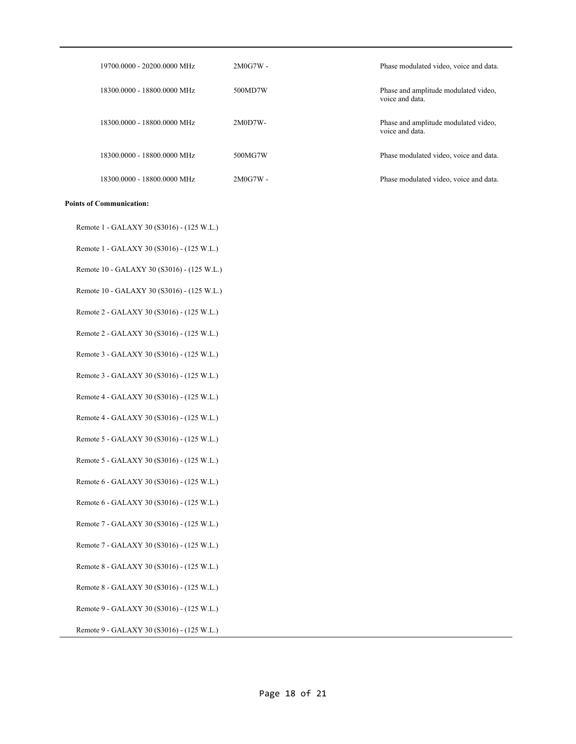| | | |
|---|---|---|
| 19700.0000 - 20200.0000 MHz | 2M0G7W - | Phase modulated video, voice and data. |
| 18300.0000 - 18800.0000 MHz | 500MD7W | Phase and amplitude modulated video, voice and data. |
| 18300.0000 - 18800.0000 MHz | 2M0D7W- | Phase and amplitude modulated video, voice and data. |
| 18300.0000 - 18800.0000 MHz | 500MG7W | Phase modulated video, voice and data. |
| 18300.0000 - 18800.0000 MHz | 2M0G7W - | Phase modulated video, voice and data. |

**Points of Communication:**

Remote 1 - GALAXY 30 (S3016) - (125 W.L.)

Remote 1 - GALAXY 30 (S3016) - (125 W.L.)

Remote 10 - GALAXY 30 (S3016) - (125 W.L.)

Remote 10 - GALAXY 30 (S3016) - (125 W.L.)

Remote 2 - GALAXY 30 (S3016) - (125 W.L.)

Remote 2 - GALAXY 30 (S3016) - (125 W.L.)

Remote 3 - GALAXY 30 (S3016) - (125 W.L.)

Remote 3 - GALAXY 30 (S3016) - (125 W.L.)

Remote 4 - GALAXY 30 (S3016) - (125 W.L.)

Remote 4 - GALAXY 30 (S3016) - (125 W.L.)

Remote 5 - GALAXY 30 (S3016) - (125 W.L.)

Remote 5 - GALAXY 30 (S3016) - (125 W.L.)

Remote 6 - GALAXY 30 (S3016) - (125 W.L.)

Remote 6 - GALAXY 30 (S3016) - (125 W.L.)

Remote 7 - GALAXY 30 (S3016) - (125 W.L.)

Remote 7 - GALAXY 30 (S3016) - (125 W.L.)

Remote 8 - GALAXY 30 (S3016) - (125 W.L.)

Remote 8 - GALAXY 30 (S3016) - (125 W.L.)

Remote 9 - GALAXY 30 (S3016) - (125 W.L.)

Remote 9 - GALAXY 30 (S3016) - (125 W.L.)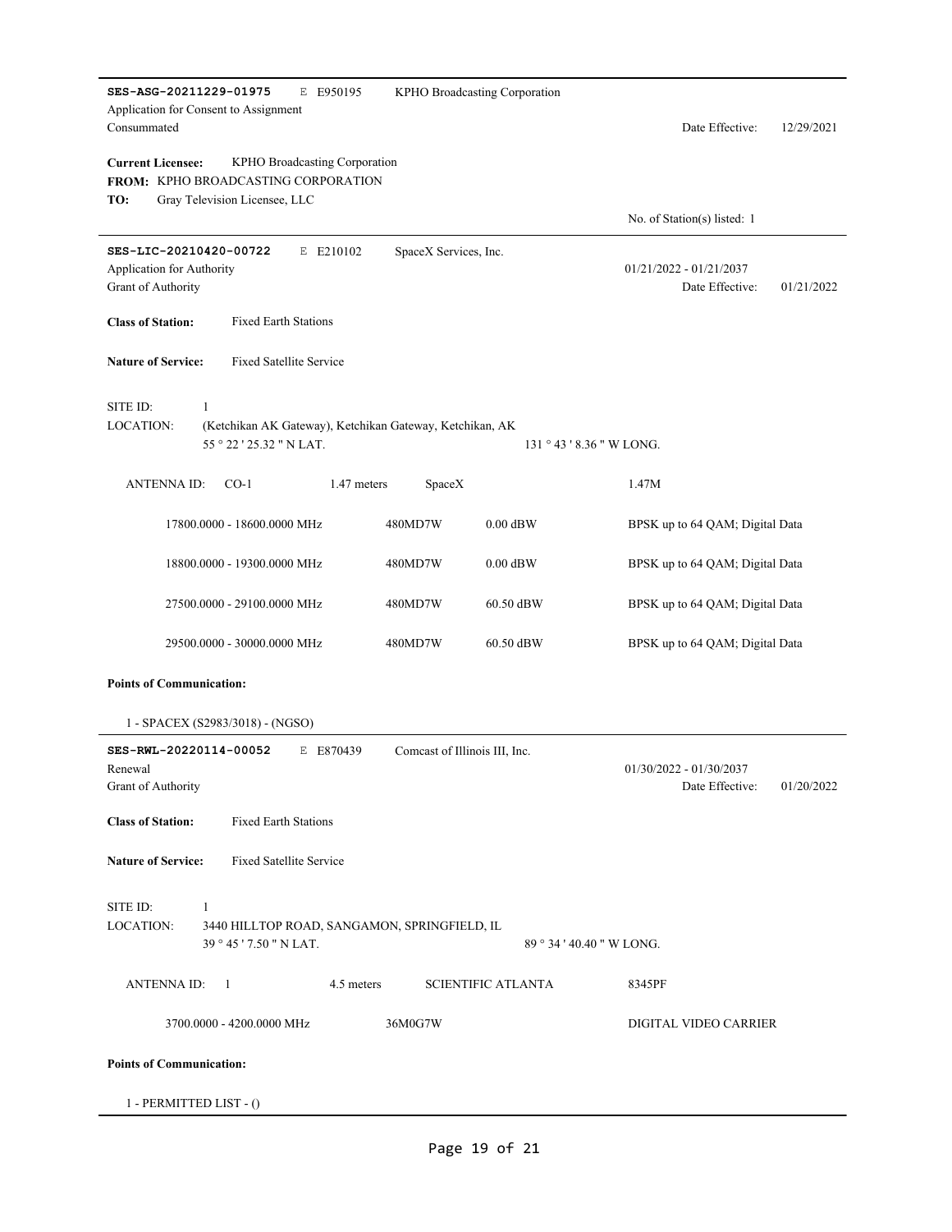**SES-ASG-20211229-01975** E E950195 KPHO Broadcasting Corporation
Application for Consent to Assignment
Consummated Date Effective: 12/29/2021

**Current Licensee:** KPHO Broadcasting Corporation
**FROM:** KPHO BROADCASTING CORPORATION
**TO:** Gray Television Licensee, LLC

No. of Station(s) listed: 1

---

**SES-LIC-20210420-00722** E E210102 SpaceX Services, Inc.
Application for Authority 01/21/2022 - 01/21/2037
Grant of Authority Date Effective: 01/21/2022

**Class of Station:** Fixed Earth Stations

**Nature of Service:** Fixed Satellite Service

SITE ID: 1
LOCATION: (Ketchikan AK Gateway), Ketchikan Gateway, Ketchikan, AK
55 ° 22 ' 25.32 " N LAT. 131 ° 43 ' 8.36 " W LONG.

ANTENNA ID: CO-1 1.47 meters SpaceX 1.47M

| | | | |
|---|---|---|---|
| 17800.0000 - 18600.0000 MHz | 480MD7W | 0.00 dBW | BPSK up to 64 QAM; Digital Data |
| 18800.0000 - 19300.0000 MHz | 480MD7W | 0.00 dBW | BPSK up to 64 QAM; Digital Data |
| 27500.0000 - 29100.0000 MHz | 480MD7W | 60.50 dBW | BPSK up to 64 QAM; Digital Data |
| 29500.0000 - 30000.0000 MHz | 480MD7W | 60.50 dBW | BPSK up to 64 QAM; Digital Data |

**Points of Communication:**

1 - SPACEX (S2983/3018) - (NGSO)

---

**SES-RWL-20220114-00052** E E870439 Comcast of Illinois III, Inc.
Renewal 01/30/2022 - 01/30/2037
Grant of Authority Date Effective: 01/20/2022

**Class of Station:** Fixed Earth Stations

**Nature of Service:** Fixed Satellite Service

SITE ID: 1
LOCATION: 3440 HILLTOP ROAD, SANGAMON, SPRINGFIELD, IL
39 ° 45 ' 7.50 " N LAT. 89 ° 34 ' 40.40 " W LONG.

ANTENNA ID: 1 4.5 meters SCIENTIFIC ATLANTA 8345PF

| | | |
|---|---|---|
| 3700.0000 - 4200.0000 MHz | 36M0G7W | DIGITAL VIDEO CARRIER |

**Points of Communication:**

1 - PERMITTED LIST - ()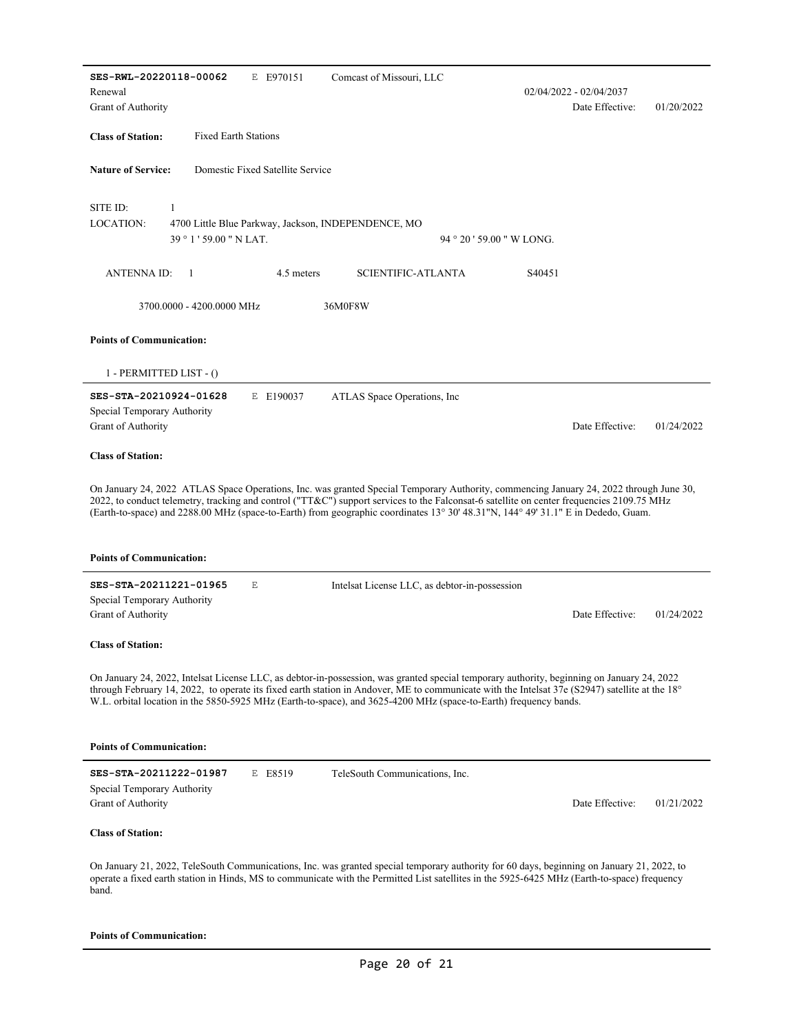**SES-RWL-20220118-00062** E E970151 Comcast of Missouri, LLC

Renewal 02/04/2022 - 02/04/2037

Grant of Authority Date Effective: 01/20/2022

**Class of Station:** Fixed Earth Stations

**Nature of Service:** Domestic Fixed Satellite Service

SITE ID: 1

LOCATION: 4700 Little Blue Parkway, Jackson, INDEPENDENCE, MO

39 ° 1 ' 59.00 " N LAT. 94 ° 20 ' 59.00 " W LONG.

ANTENNA ID: 1 4.5 meters SCIENTIFIC-ATLANTA S40451

3700.0000 - 4200.0000 MHz 36M0F8W

**Points of Communication:**

1 - PERMITTED LIST - ()

---

**SES-STA-20210924-01628** E E190037 ATLAS Space Operations, Inc

Special Temporary Authority

Grant of Authority Date Effective: 01/24/2022

**Class of Station:**

On January 24, 2022 ATLAS Space Operations, Inc. was granted Special Temporary Authority, commencing January 24, 2022 through June 30, 2022, to conduct telemetry, tracking and control ("TT&C") support services to the Falconsat-6 satellite on center frequencies 2109.75 MHz (Earth-to-space) and 2288.00 MHz (space-to-Earth) from geographic coordinates 13° 30' 48.31"N, 144° 49' 31.1" E in Dededo, Guam.

**Points of Communication:**

---

**SES-STA-20211221-01965** E Intelsat License LLC, as debtor-in-possession

Special Temporary Authority

Grant of Authority Date Effective: 01/24/2022

**Class of Station:**

On January 24, 2022, Intelsat License LLC, as debtor-in-possession, was granted special temporary authority, beginning on January 24, 2022 through February 14, 2022, to operate its fixed earth station in Andover, ME to communicate with the Intelsat 37e (S2947) satellite at the 18° W.L. orbital location in the 5850-5925 MHz (Earth-to-space), and 3625-4200 MHz (space-to-Earth) frequency bands.

**Points of Communication:**

---

**SES-STA-20211222-01987** E E8519 TeleSouth Communications, Inc.

Special Temporary Authority

Grant of Authority Date Effective: 01/21/2022

**Class of Station:**

On January 21, 2022, TeleSouth Communications, Inc. was granted special temporary authority for 60 days, beginning on January 21, 2022, to operate a fixed earth station in Hinds, MS to communicate with the Permitted List satellites in the 5925-6425 MHz (Earth-to-space) frequency band.

**Points of Communication:**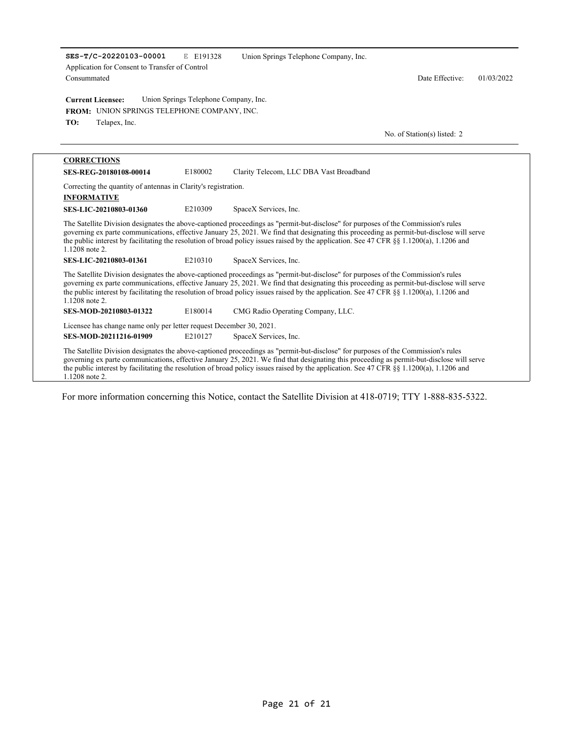**SES-T/C-20220103-00001** E E191328 Union Springs Telephone Company, Inc.

Application for Consent to Transfer of Control

Consummated Date Effective: 01/03/2022

**Current Licensee:** Union Springs Telephone Company, Inc.

**FROM:** UNION SPRINGS TELEPHONE COMPANY, INC.

**TO:** Telapex, Inc.

No. of Station(s) listed: 2

---

**CORRECTIONS**

**SES-REG-20180108-00014** E180002 Clarity Telecom, LLC DBA Vast Broadband

Correcting the quantity of antennas in Clarity's registration.

**INFORMATIVE**

**SES-LIC-20210803-01360** E210309 SpaceX Services, Inc.

The Satellite Division designates the above-captioned proceedings as "permit-but-disclose" for purposes of the Commission's rules governing ex parte communications, effective January 25, 2021. We find that designating this proceeding as permit-but-disclose will serve the public interest by facilitating the resolution of broad policy issues raised by the application. See 47 CFR §§ 1.1200(a), 1.1206 and 1.1208 note 2.

**SES-LIC-20210803-01361** E210310 SpaceX Services, Inc.

The Satellite Division designates the above-captioned proceedings as "permit-but-disclose" for purposes of the Commission's rules governing ex parte communications, effective January 25, 2021. We find that designating this proceeding as permit-but-disclose will serve the public interest by facilitating the resolution of broad policy issues raised by the application. See 47 CFR §§ 1.1200(a), 1.1206 and 1.1208 note 2.

**SES-MOD-20210803-01322** E180014 CMG Radio Operating Company, LLC.

Licensee has change name only per letter request December 30, 2021.

**SES-MOD-20211216-01909** E210127 SpaceX Services, Inc.

The Satellite Division designates the above-captioned proceedings as "permit-but-disclose" for purposes of the Commission's rules governing ex parte communications, effective January 25, 2021. We find that designating this proceeding as permit-but-disclose will serve the public interest by facilitating the resolution of broad policy issues raised by the application. See 47 CFR §§ 1.1200(a), 1.1206 and 1.1208 note 2.

For more information concerning this Notice, contact the Satellite Division at 418-0719; TTY 1-888-835-5322.